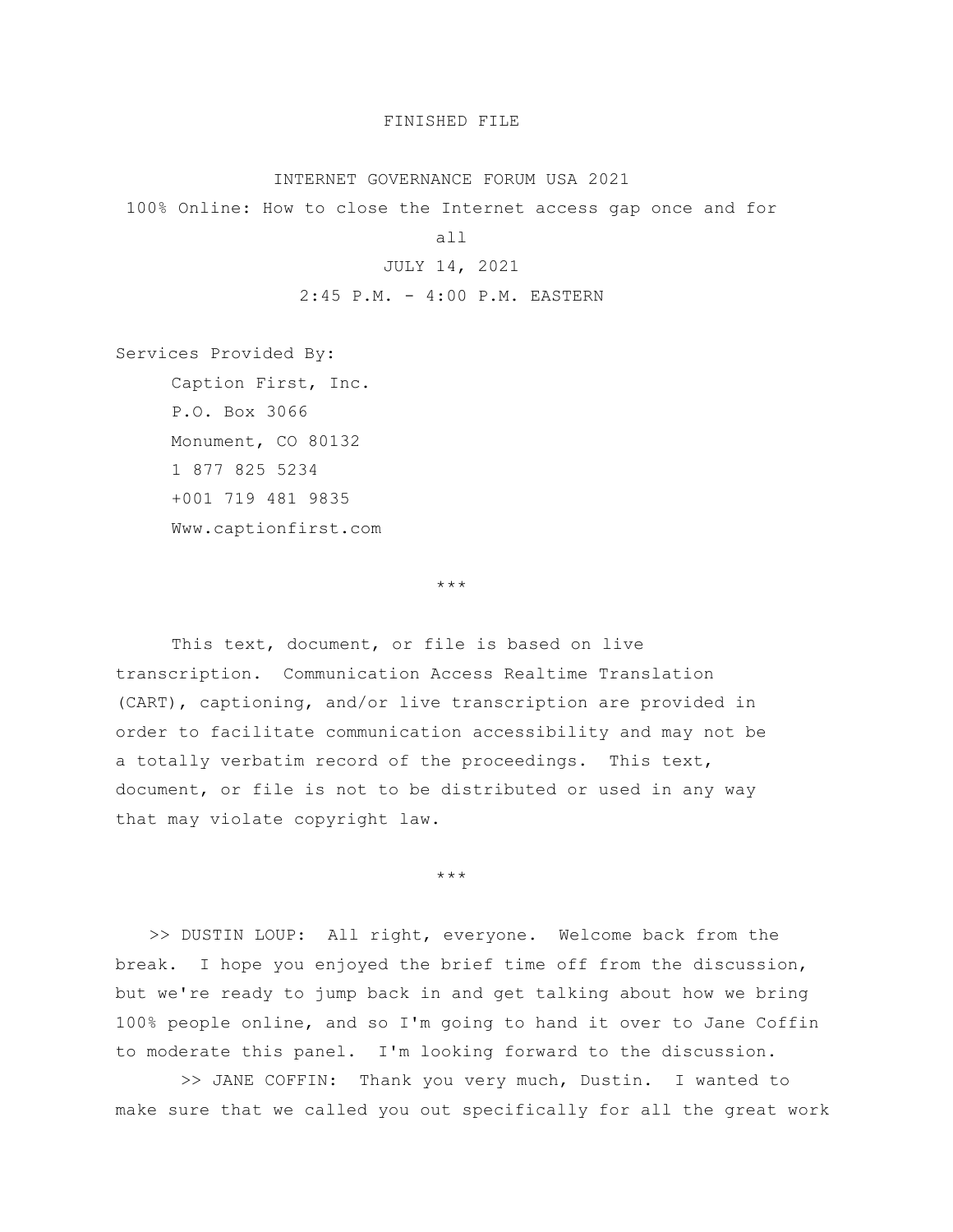FINISHED FILE

INTERNET GOVERNANCE FORUM USA 2021

100% Online: How to close the Internet access gap once and for all

JULY 14, 2021

2:45 P.M. - 4:00 P.M. EASTERN

Services Provided By:

Caption First, Inc.
P.O. Box 3066
Monument, CO 80132
1 877 825 5234
+001 719 481 9835
Www.captionfirst.com

***

This text, document, or file is based on live transcription. Communication Access Realtime Translation (CART), captioning, and/or live transcription are provided in order to facilitate communication accessibility and may not be a totally verbatim record of the proceedings. This text, document, or file is not to be distributed or used in any way that may violate copyright law.

***

>> DUSTIN LOUP: All right, everyone. Welcome back from the break. I hope you enjoyed the brief time off from the discussion, but we're ready to jump back in and get talking about how we bring 100% people online, and so I'm going to hand it over to Jane Coffin to moderate this panel. I'm looking forward to the discussion.

>> JANE COFFIN: Thank you very much, Dustin. I wanted to make sure that we called you out specifically for all the great work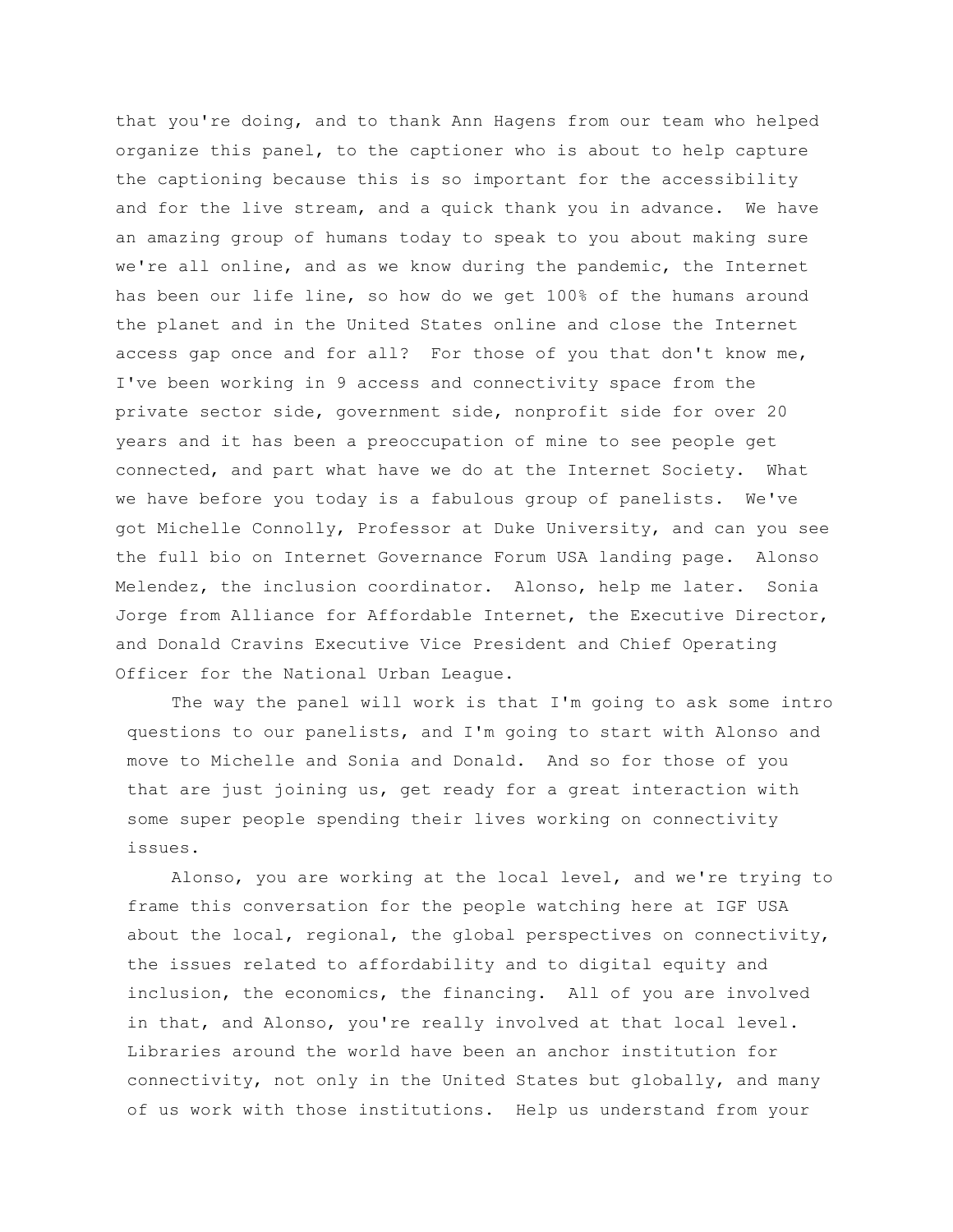that you're doing, and to thank Ann Hagens from our team who helped organize this panel, to the captioner who is about to help capture the captioning because this is so important for the accessibility and for the live stream, and a quick thank you in advance. We have an amazing group of humans today to speak to you about making sure we're all online, and as we know during the pandemic, the Internet has been our life line, so how do we get 100% of the humans around the planet and in the United States online and close the Internet access gap once and for all? For those of you that don't know me, I've been working in 9 access and connectivity space from the private sector side, government side, nonprofit side for over 20 years and it has been a preoccupation of mine to see people get connected, and part what have we do at the Internet Society. What we have before you today is a fabulous group of panelists. We've got Michelle Connolly, Professor at Duke University, and can you see the full bio on Internet Governance Forum USA landing page. Alonso Melendez, the inclusion coordinator. Alonso, help me later. Sonia Jorge from Alliance for Affordable Internet, the Executive Director, and Donald Cravins Executive Vice President and Chief Operating Officer for the National Urban League.

The way the panel will work is that I'm going to ask some intro questions to our panelists, and I'm going to start with Alonso and move to Michelle and Sonia and Donald. And so for those of you that are just joining us, get ready for a great interaction with some super people spending their lives working on connectivity issues.

Alonso, you are working at the local level, and we're trying to frame this conversation for the people watching here at IGF USA about the local, regional, the global perspectives on connectivity, the issues related to affordability and to digital equity and inclusion, the economics, the financing. All of you are involved in that, and Alonso, you're really involved at that local level. Libraries around the world have been an anchor institution for connectivity, not only in the United States but globally, and many of us work with those institutions. Help us understand from your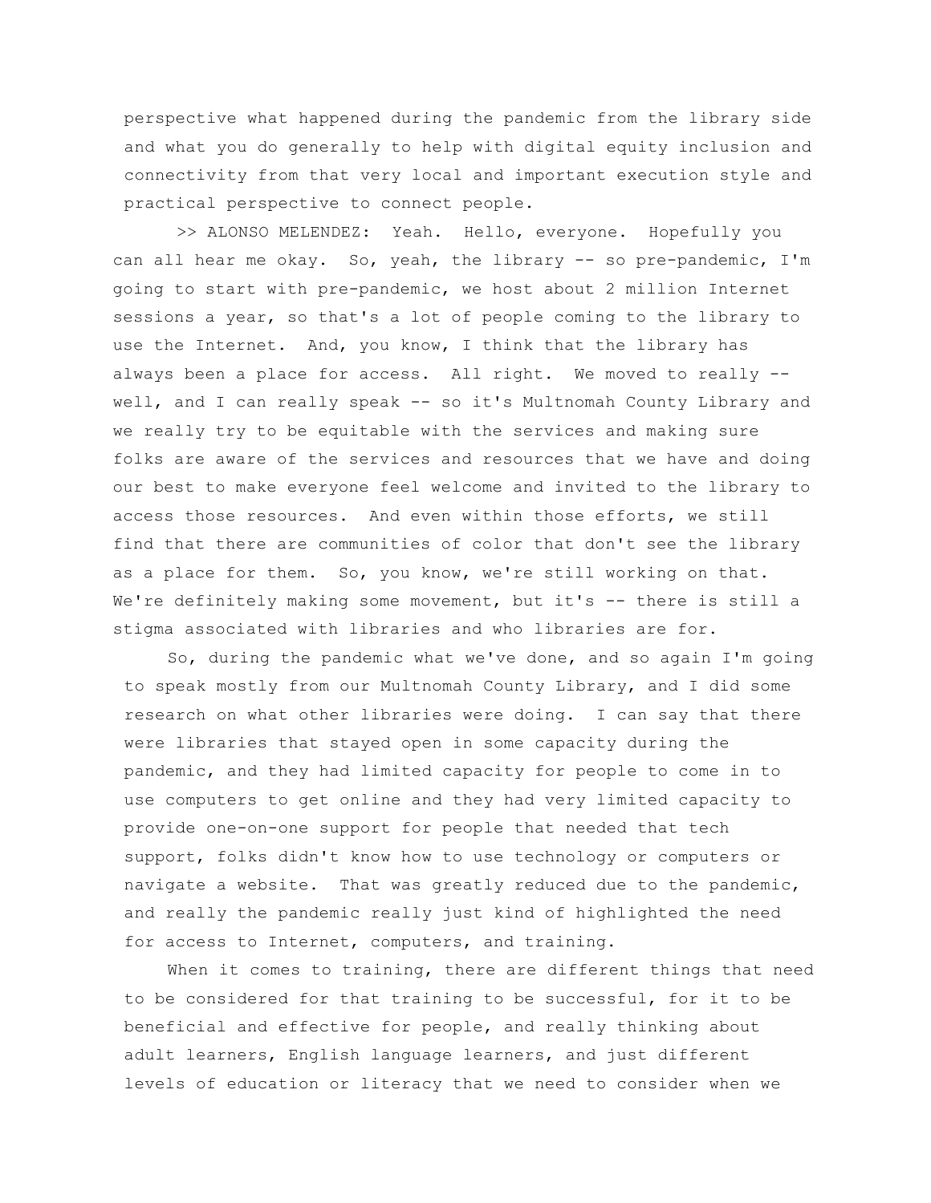perspective what happened during the pandemic from the library side and what you do generally to help with digital equity inclusion and connectivity from that very local and important execution style and practical perspective to connect people.

>> ALONSO MELENDEZ: Yeah. Hello, everyone. Hopefully you can all hear me okay. So, yeah, the library -- so pre-pandemic, I'm going to start with pre-pandemic, we host about 2 million Internet sessions a year, so that's a lot of people coming to the library to use the Internet. And, you know, I think that the library has always been a place for access. All right. We moved to really -- well, and I can really speak -- so it's Multnomah County Library and we really try to be equitable with the services and making sure folks are aware of the services and resources that we have and doing our best to make everyone feel welcome and invited to the library to access those resources. And even within those efforts, we still find that there are communities of color that don't see the library as a place for them. So, you know, we're still working on that. We're definitely making some movement, but it's -- there is still a stigma associated with libraries and who libraries are for.

So, during the pandemic what we've done, and so again I'm going to speak mostly from our Multnomah County Library, and I did some research on what other libraries were doing. I can say that there were libraries that stayed open in some capacity during the pandemic, and they had limited capacity for people to come in to use computers to get online and they had very limited capacity to provide one-on-one support for people that needed that tech support, folks didn't know how to use technology or computers or navigate a website. That was greatly reduced due to the pandemic, and really the pandemic really just kind of highlighted the need for access to Internet, computers, and training.

When it comes to training, there are different things that need to be considered for that training to be successful, for it to be beneficial and effective for people, and really thinking about adult learners, English language learners, and just different levels of education or literacy that we need to consider when we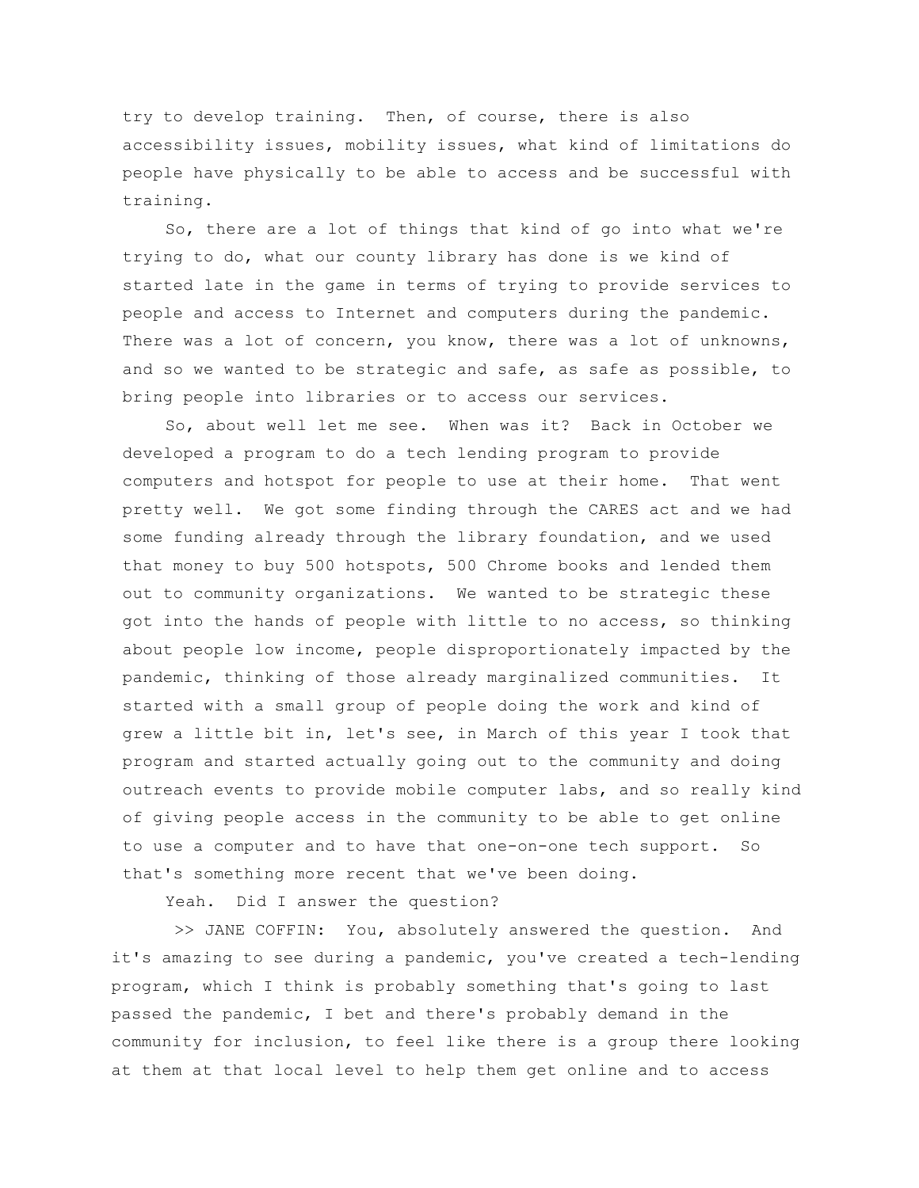try to develop training. Then, of course, there is also accessibility issues, mobility issues, what kind of limitations do people have physically to be able to access and be successful with training.

So, there are a lot of things that kind of go into what we're trying to do, what our county library has done is we kind of started late in the game in terms of trying to provide services to people and access to Internet and computers during the pandemic. There was a lot of concern, you know, there was a lot of unknowns, and so we wanted to be strategic and safe, as safe as possible, to bring people into libraries or to access our services.

So, about well let me see. When was it? Back in October we developed a program to do a tech lending program to provide computers and hotspot for people to use at their home. That went pretty well. We got some finding through the CARES act and we had some funding already through the library foundation, and we used that money to buy 500 hotspots, 500 Chrome books and lended them out to community organizations. We wanted to be strategic these got into the hands of people with little to no access, so thinking about people low income, people disproportionately impacted by the pandemic, thinking of those already marginalized communities. It started with a small group of people doing the work and kind of grew a little bit in, let's see, in March of this year I took that program and started actually going out to the community and doing outreach events to provide mobile computer labs, and so really kind of giving people access in the community to be able to get online to use a computer and to have that one-on-one tech support. So that's something more recent that we've been doing.

Yeah. Did I answer the question?

>> JANE COFFIN: You, absolutely answered the question. And it's amazing to see during a pandemic, you've created a tech-lending program, which I think is probably something that's going to last passed the pandemic, I bet and there's probably demand in the community for inclusion, to feel like there is a group there looking at them at that local level to help them get online and to access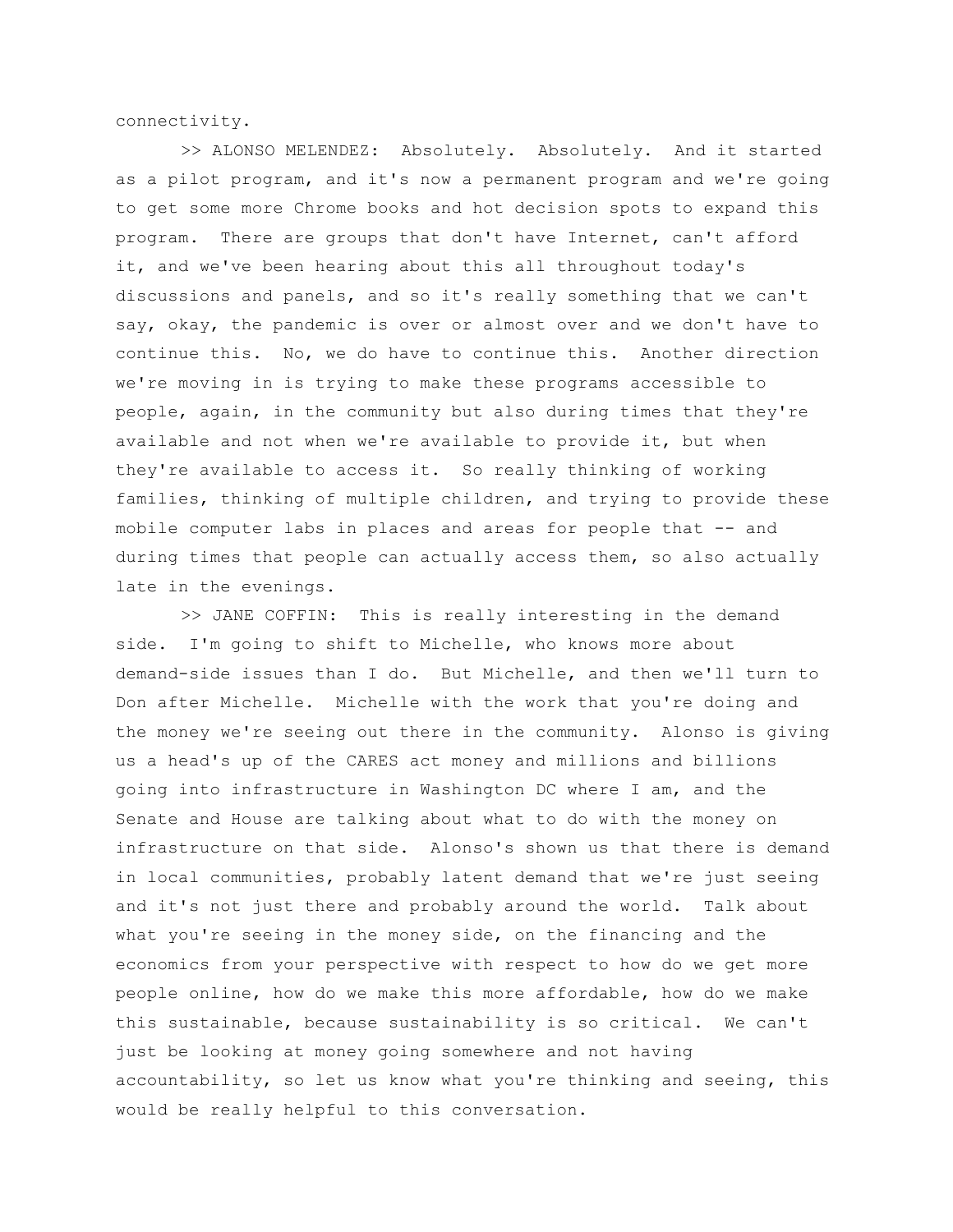connectivity.

>> ALONSO MELENDEZ: Absolutely. Absolutely. And it started as a pilot program, and it's now a permanent program and we're going to get some more Chrome books and hot decision spots to expand this program. There are groups that don't have Internet, can't afford it, and we've been hearing about this all throughout today's discussions and panels, and so it's really something that we can't say, okay, the pandemic is over or almost over and we don't have to continue this. No, we do have to continue this. Another direction we're moving in is trying to make these programs accessible to people, again, in the community but also during times that they're available and not when we're available to provide it, but when they're available to access it. So really thinking of working families, thinking of multiple children, and trying to provide these mobile computer labs in places and areas for people that -- and during times that people can actually access them, so also actually late in the evenings.

>> JANE COFFIN: This is really interesting in the demand side. I'm going to shift to Michelle, who knows more about demand-side issues than I do. But Michelle, and then we'll turn to Don after Michelle. Michelle with the work that you're doing and the money we're seeing out there in the community. Alonso is giving us a head's up of the CARES act money and millions and billions going into infrastructure in Washington DC where I am, and the Senate and House are talking about what to do with the money on infrastructure on that side. Alonso's shown us that there is demand in local communities, probably latent demand that we're just seeing and it's not just there and probably around the world. Talk about what you're seeing in the money side, on the financing and the economics from your perspective with respect to how do we get more people online, how do we make this more affordable, how do we make this sustainable, because sustainability is so critical. We can't just be looking at money going somewhere and not having accountability, so let us know what you're thinking and seeing, this would be really helpful to this conversation.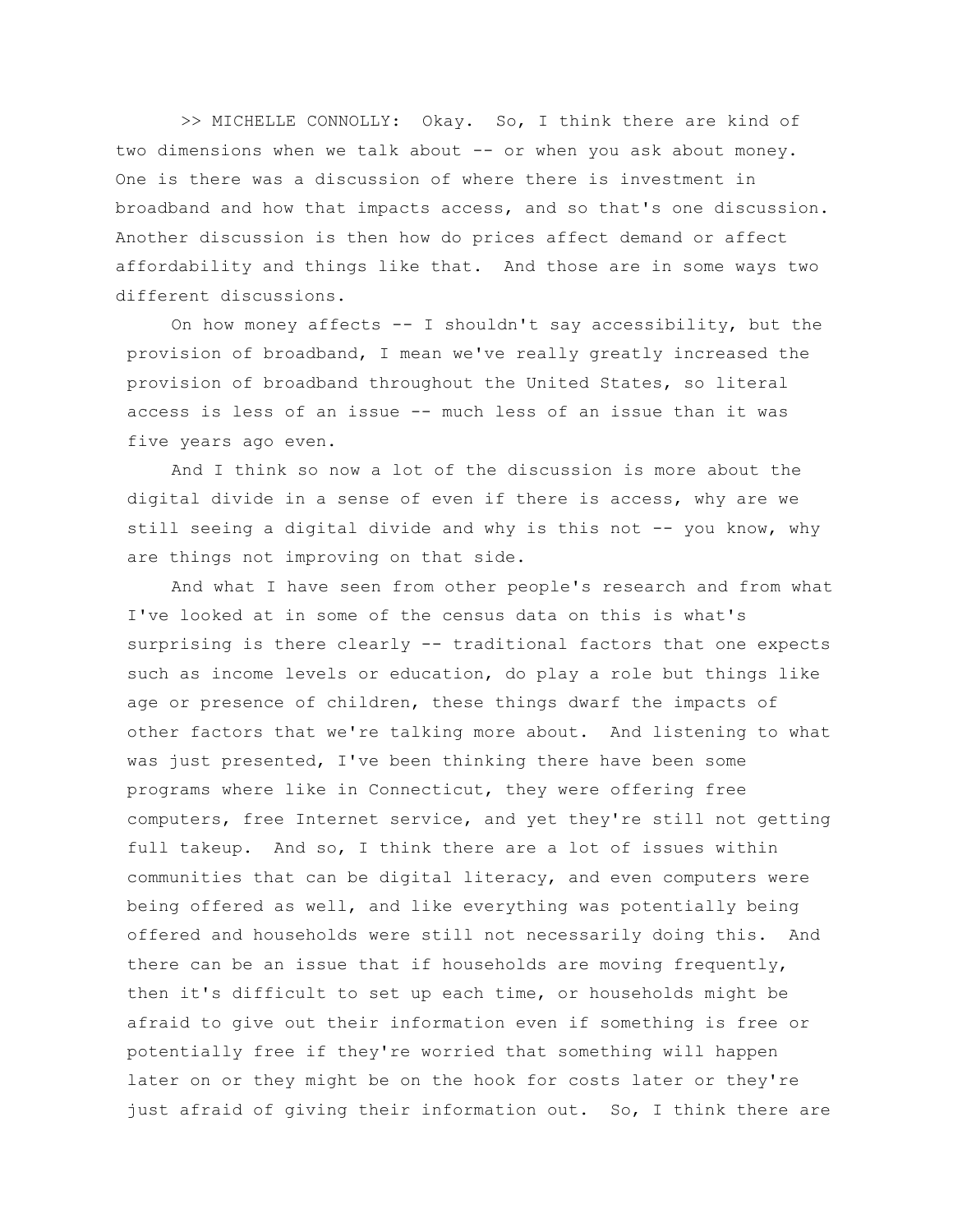>> MICHELLE CONNOLLY: Okay. So, I think there are kind of two dimensions when we talk about -- or when you ask about money. One is there was a discussion of where there is investment in broadband and how that impacts access, and so that's one discussion. Another discussion is then how do prices affect demand or affect affordability and things like that. And those are in some ways two different discussions.

On how money affects -- I shouldn't say accessibility, but the provision of broadband, I mean we've really greatly increased the provision of broadband throughout the United States, so literal access is less of an issue -- much less of an issue than it was five years ago even.

And I think so now a lot of the discussion is more about the digital divide in a sense of even if there is access, why are we still seeing a digital divide and why is this not -- you know, why are things not improving on that side.

And what I have seen from other people's research and from what I've looked at in some of the census data on this is what's surprising is there clearly -- traditional factors that one expects such as income levels or education, do play a role but things like age or presence of children, these things dwarf the impacts of other factors that we're talking more about. And listening to what was just presented, I've been thinking there have been some programs where like in Connecticut, they were offering free computers, free Internet service, and yet they're still not getting full takeup. And so, I think there are a lot of issues within communities that can be digital literacy, and even computers were being offered as well, and like everything was potentially being offered and households were still not necessarily doing this. And there can be an issue that if households are moving frequently, then it's difficult to set up each time, or households might be afraid to give out their information even if something is free or potentially free if they're worried that something will happen later on or they might be on the hook for costs later or they're just afraid of giving their information out. So, I think there are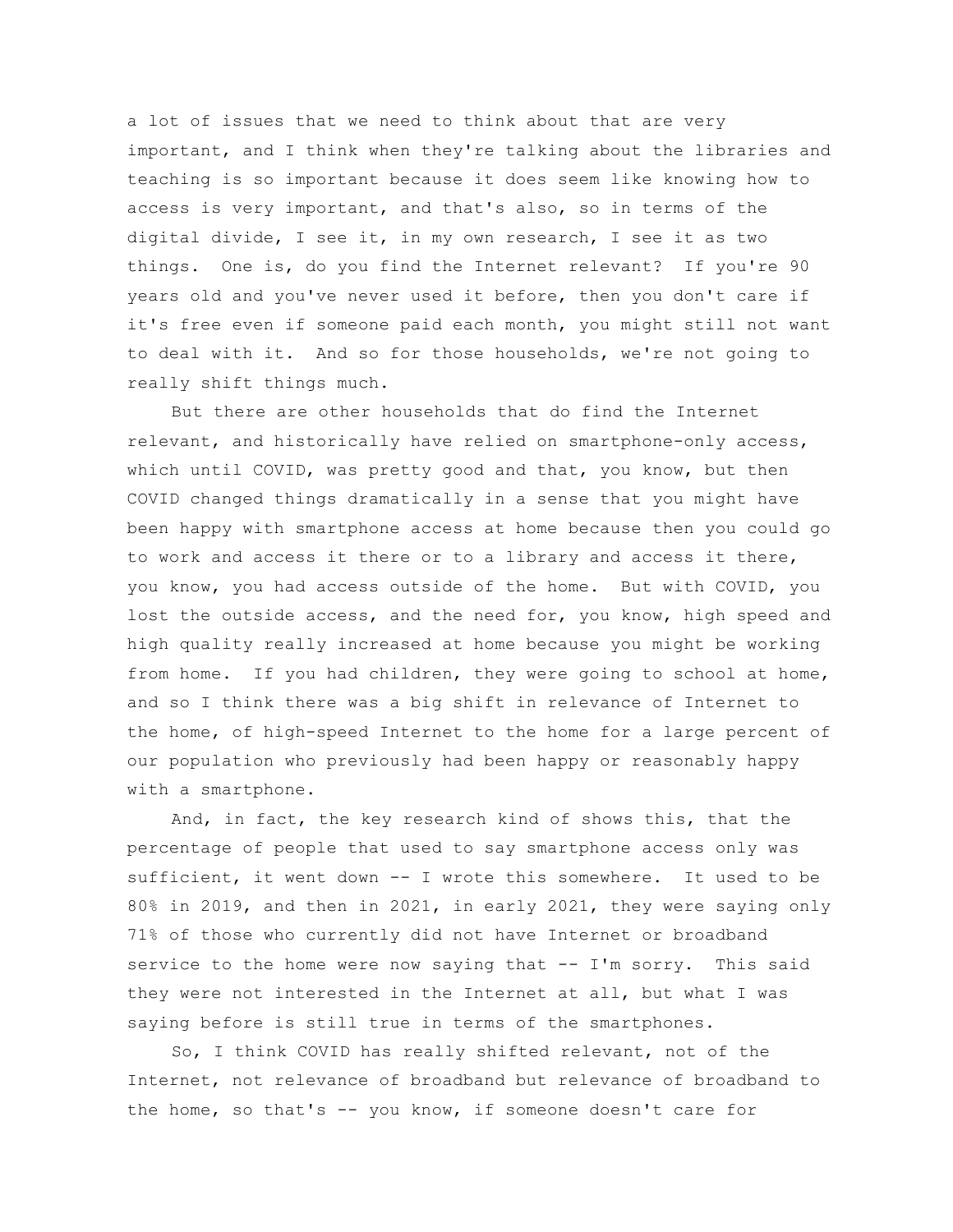a lot of issues that we need to think about that are very important, and I think when they're talking about the libraries and teaching is so important because it does seem like knowing how to access is very important, and that's also, so in terms of the digital divide, I see it, in my own research, I see it as two things. One is, do you find the Internet relevant? If you're 90 years old and you've never used it before, then you don't care if it's free even if someone paid each month, you might still not want to deal with it. And so for those households, we're not going to really shift things much.

But there are other households that do find the Internet relevant, and historically have relied on smartphone-only access, which until COVID, was pretty good and that, you know, but then COVID changed things dramatically in a sense that you might have been happy with smartphone access at home because then you could go to work and access it there or to a library and access it there, you know, you had access outside of the home. But with COVID, you lost the outside access, and the need for, you know, high speed and high quality really increased at home because you might be working from home. If you had children, they were going to school at home, and so I think there was a big shift in relevance of Internet to the home, of high-speed Internet to the home for a large percent of our population who previously had been happy or reasonably happy with a smartphone.

And, in fact, the key research kind of shows this, that the percentage of people that used to say smartphone access only was sufficient, it went down -- I wrote this somewhere. It used to be 80% in 2019, and then in 2021, in early 2021, they were saying only 71% of those who currently did not have Internet or broadband service to the home were now saying that -- I'm sorry. This said they were not interested in the Internet at all, but what I was saying before is still true in terms of the smartphones.

So, I think COVID has really shifted relevant, not of the Internet, not relevance of broadband but relevance of broadband to the home, so that's -- you know, if someone doesn't care for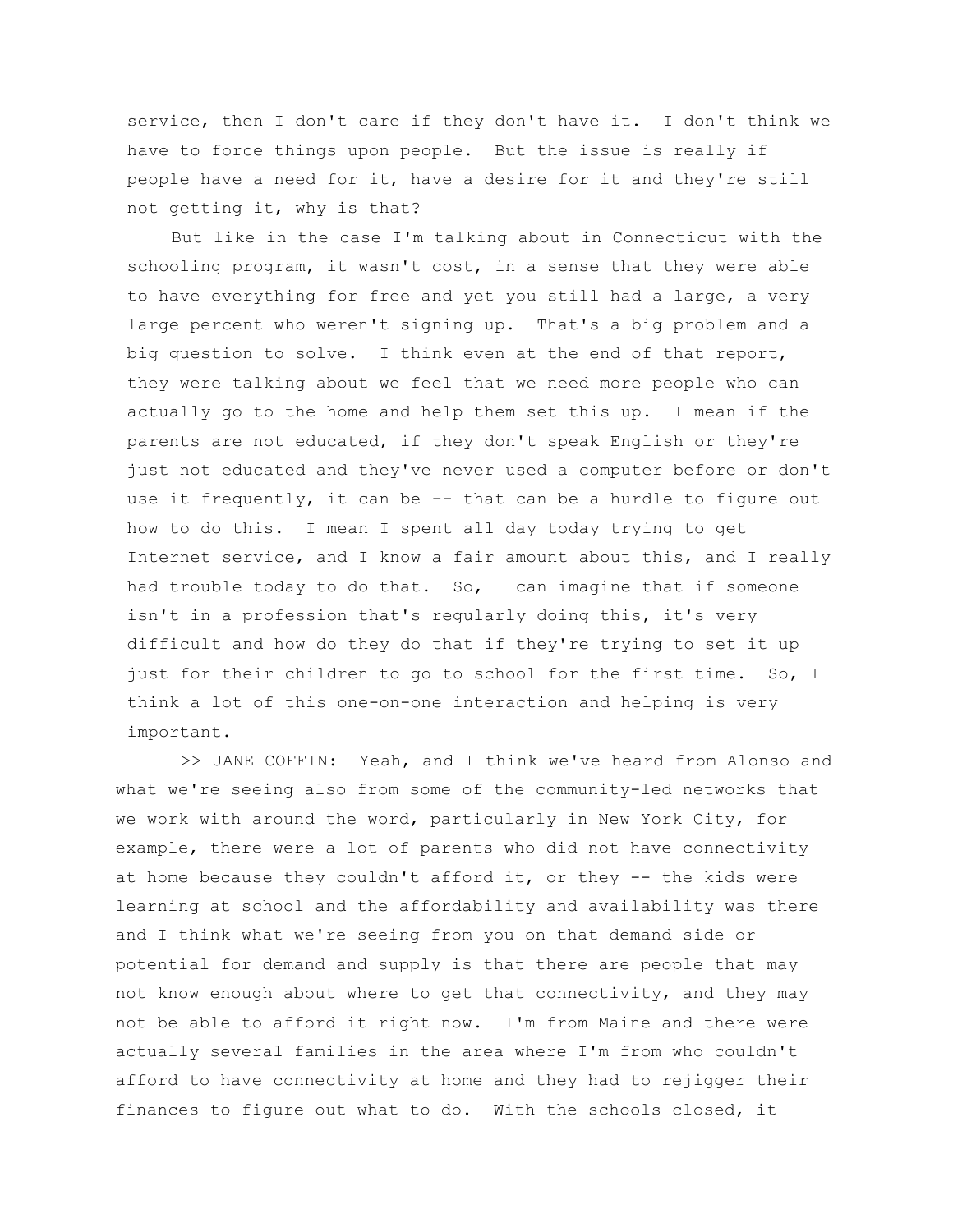service, then I don't care if they don't have it. I don't think we have to force things upon people. But the issue is really if people have a need for it, have a desire for it and they're still not getting it, why is that?

But like in the case I'm talking about in Connecticut with the schooling program, it wasn't cost, in a sense that they were able to have everything for free and yet you still had a large, a very large percent who weren't signing up. That's a big problem and a big question to solve. I think even at the end of that report, they were talking about we feel that we need more people who can actually go to the home and help them set this up. I mean if the parents are not educated, if they don't speak English or they're just not educated and they've never used a computer before or don't use it frequently, it can be -- that can be a hurdle to figure out how to do this. I mean I spent all day today trying to get Internet service, and I know a fair amount about this, and I really had trouble today to do that. So, I can imagine that if someone isn't in a profession that's regularly doing this, it's very difficult and how do they do that if they're trying to set it up just for their children to go to school for the first time. So, I think a lot of this one-on-one interaction and helping is very important.

>> JANE COFFIN: Yeah, and I think we've heard from Alonso and what we're seeing also from some of the community-led networks that we work with around the word, particularly in New York City, for example, there were a lot of parents who did not have connectivity at home because they couldn't afford it, or they -- the kids were learning at school and the affordability and availability was there and I think what we're seeing from you on that demand side or potential for demand and supply is that there are people that may not know enough about where to get that connectivity, and they may not be able to afford it right now. I'm from Maine and there were actually several families in the area where I'm from who couldn't afford to have connectivity at home and they had to rejigger their finances to figure out what to do. With the schools closed, it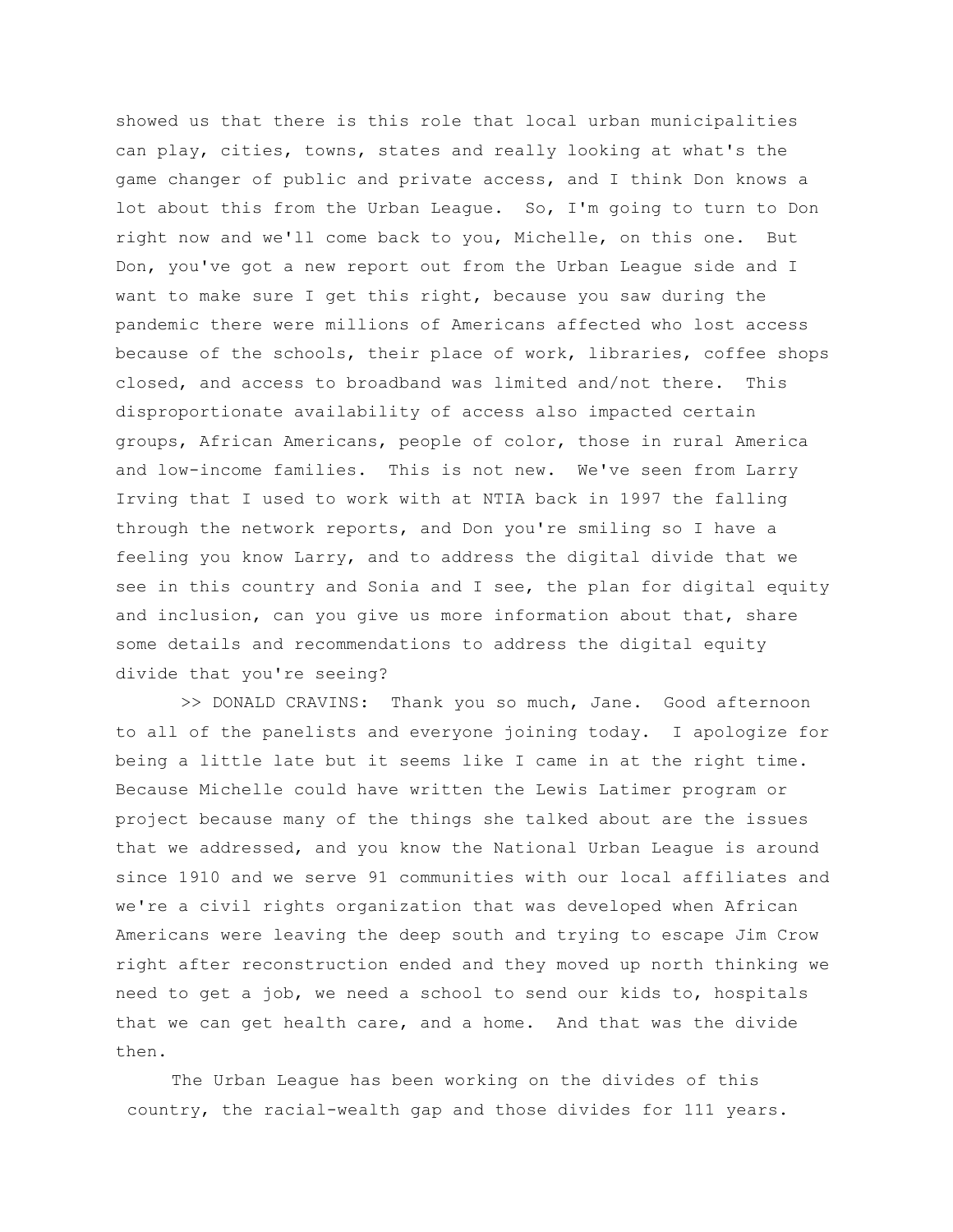showed us that there is this role that local urban municipalities can play, cities, towns, states and really looking at what's the game changer of public and private access, and I think Don knows a lot about this from the Urban League. So, I'm going to turn to Don right now and we'll come back to you, Michelle, on this one. But Don, you've got a new report out from the Urban League side and I want to make sure I get this right, because you saw during the pandemic there were millions of Americans affected who lost access because of the schools, their place of work, libraries, coffee shops closed, and access to broadband was limited and/not there. This disproportionate availability of access also impacted certain groups, African Americans, people of color, those in rural America and low-income families. This is not new. We've seen from Larry Irving that I used to work with at NTIA back in 1997 the falling through the network reports, and Don you're smiling so I have a feeling you know Larry, and to address the digital divide that we see in this country and Sonia and I see, the plan for digital equity and inclusion, can you give us more information about that, share some details and recommendations to address the digital equity divide that you're seeing?

>> DONALD CRAVINS: Thank you so much, Jane. Good afternoon to all of the panelists and everyone joining today. I apologize for being a little late but it seems like I came in at the right time. Because Michelle could have written the Lewis Latimer program or project because many of the things she talked about are the issues that we addressed, and you know the National Urban League is around since 1910 and we serve 91 communities with our local affiliates and we're a civil rights organization that was developed when African Americans were leaving the deep south and trying to escape Jim Crow right after reconstruction ended and they moved up north thinking we need to get a job, we need a school to send our kids to, hospitals that we can get health care, and a home. And that was the divide then.

The Urban League has been working on the divides of this country, the racial-wealth gap and those divides for 111 years.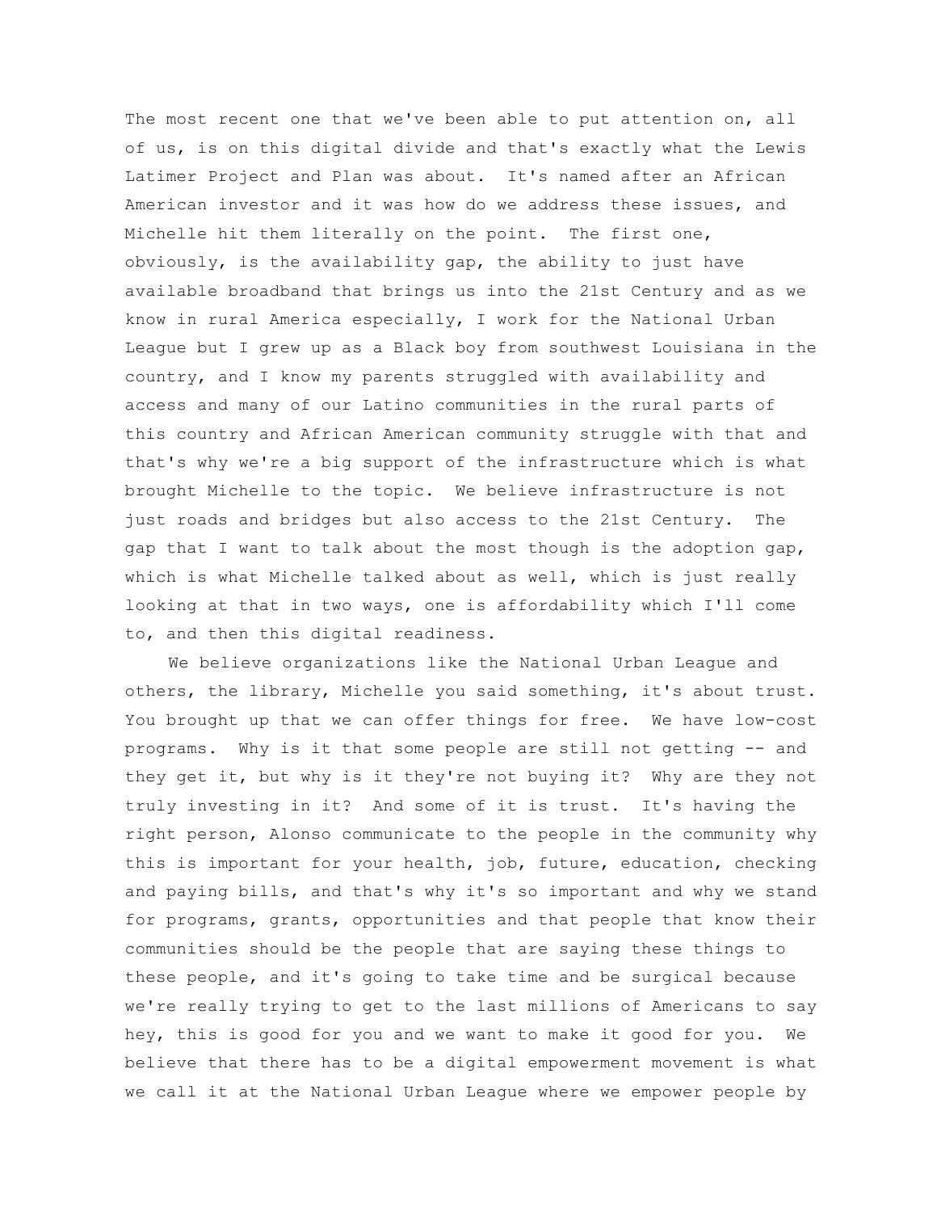The most recent one that we've been able to put attention on, all of us, is on this digital divide and that's exactly what the Lewis Latimer Project and Plan was about. It's named after an African American investor and it was how do we address these issues, and Michelle hit them literally on the point. The first one, obviously, is the availability gap, the ability to just have available broadband that brings us into the 21st Century and as we know in rural America especially, I work for the National Urban League but I grew up as a Black boy from southwest Louisiana in the country, and I know my parents struggled with availability and access and many of our Latino communities in the rural parts of this country and African American community struggle with that and that's why we're a big support of the infrastructure which is what brought Michelle to the topic. We believe infrastructure is not just roads and bridges but also access to the 21st Century. The gap that I want to talk about the most though is the adoption gap, which is what Michelle talked about as well, which is just really looking at that in two ways, one is affordability which I'll come to, and then this digital readiness.

We believe organizations like the National Urban League and others, the library, Michelle you said something, it's about trust. You brought up that we can offer things for free. We have low-cost programs. Why is it that some people are still not getting -- and they get it, but why is it they're not buying it? Why are they not truly investing in it? And some of it is trust. It's having the right person, Alonso communicate to the people in the community why this is important for your health, job, future, education, checking and paying bills, and that's why it's so important and why we stand for programs, grants, opportunities and that people that know their communities should be the people that are saying these things to these people, and it's going to take time and be surgical because we're really trying to get to the last millions of Americans to say hey, this is good for you and we want to make it good for you. We believe that there has to be a digital empowerment movement is what we call it at the National Urban League where we empower people by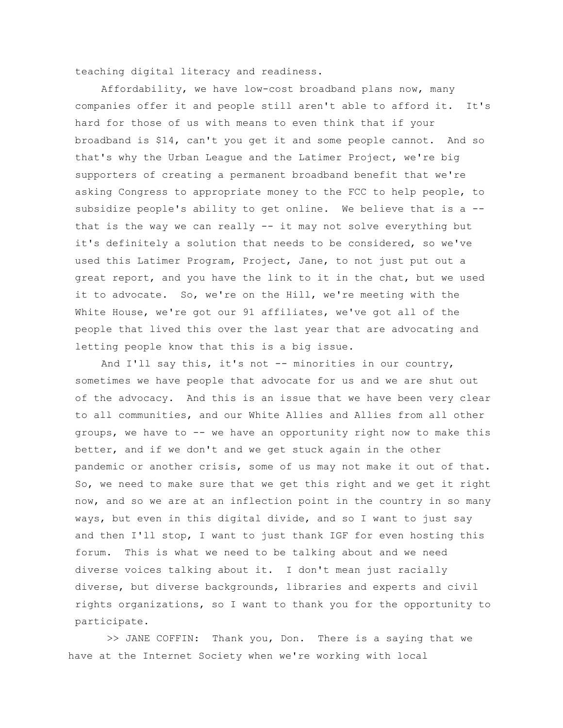teaching digital literacy and readiness.

Affordability, we have low-cost broadband plans now, many companies offer it and people still aren't able to afford it. It's hard for those of us with means to even think that if your broadband is $14, can't you get it and some people cannot. And so that's why the Urban League and the Latimer Project, we're big supporters of creating a permanent broadband benefit that we're asking Congress to appropriate money to the FCC to help people, to subsidize people's ability to get online. We believe that is a -- that is the way we can really -- it may not solve everything but it's definitely a solution that needs to be considered, so we've used this Latimer Program, Project, Jane, to not just put out a great report, and you have the link to it in the chat, but we used it to advocate. So, we're on the Hill, we're meeting with the White House, we're got our 91 affiliates, we've got all of the people that lived this over the last year that are advocating and letting people know that this is a big issue.

And I'll say this, it's not -- minorities in our country, sometimes we have people that advocate for us and we are shut out of the advocacy. And this is an issue that we have been very clear to all communities, and our White Allies and Allies from all other groups, we have to -- we have an opportunity right now to make this better, and if we don't and we get stuck again in the other pandemic or another crisis, some of us may not make it out of that. So, we need to make sure that we get this right and we get it right now, and so we are at an inflection point in the country in so many ways, but even in this digital divide, and so I want to just say and then I'll stop, I want to just thank IGF for even hosting this forum. This is what we need to be talking about and we need diverse voices talking about it. I don't mean just racially diverse, but diverse backgrounds, libraries and experts and civil rights organizations, so I want to thank you for the opportunity to participate.

>> JANE COFFIN: Thank you, Don. There is a saying that we have at the Internet Society when we're working with local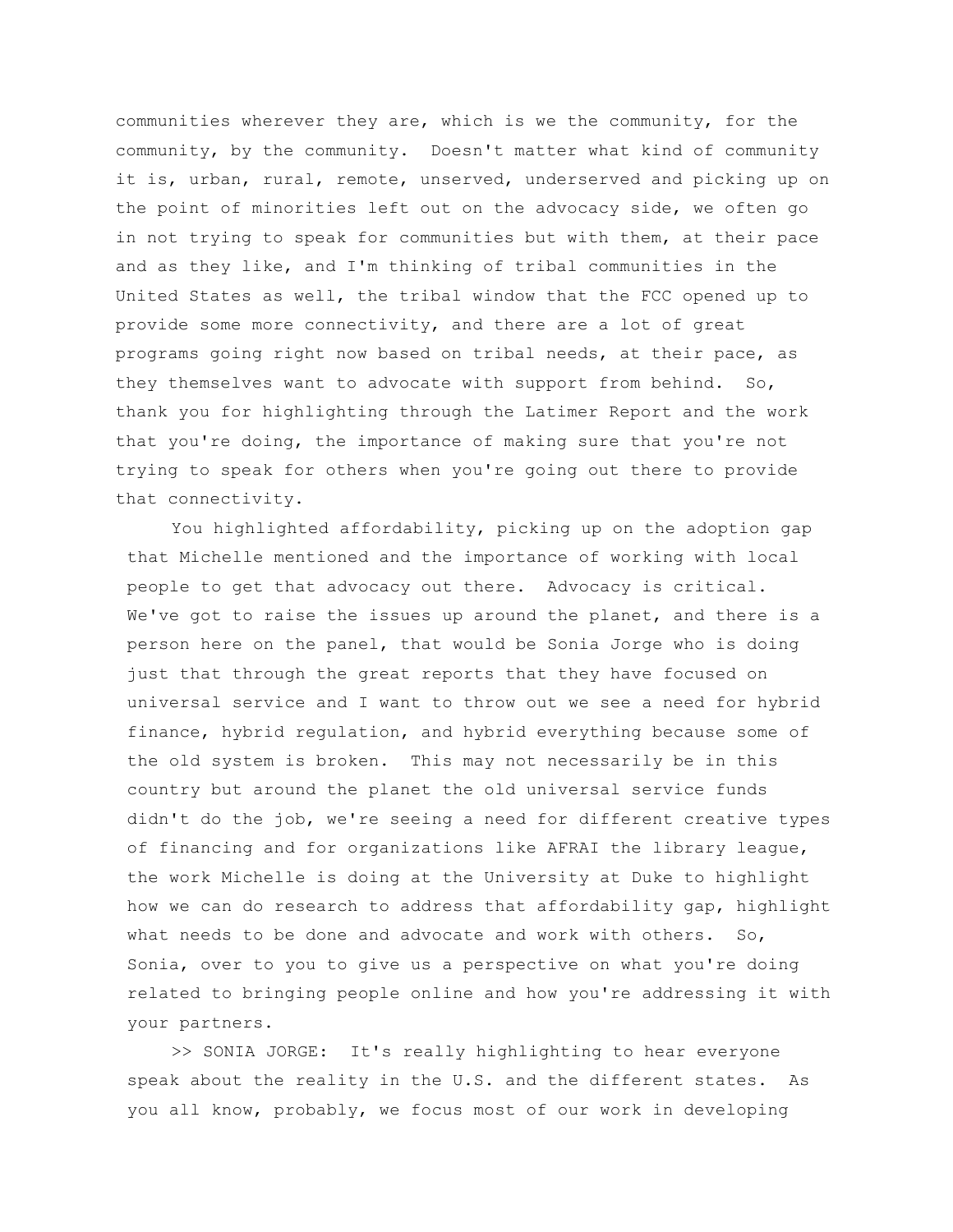communities wherever they are, which is we the community, for the community, by the community. Doesn't matter what kind of community it is, urban, rural, remote, unserved, underserved and picking up on the point of minorities left out on the advocacy side, we often go in not trying to speak for communities but with them, at their pace and as they like, and I'm thinking of tribal communities in the United States as well, the tribal window that the FCC opened up to provide some more connectivity, and there are a lot of great programs going right now based on tribal needs, at their pace, as they themselves want to advocate with support from behind. So, thank you for highlighting through the Latimer Report and the work that you're doing, the importance of making sure that you're not trying to speak for others when you're going out there to provide that connectivity.

You highlighted affordability, picking up on the adoption gap that Michelle mentioned and the importance of working with local people to get that advocacy out there. Advocacy is critical. We've got to raise the issues up around the planet, and there is a person here on the panel, that would be Sonia Jorge who is doing just that through the great reports that they have focused on universal service and I want to throw out we see a need for hybrid finance, hybrid regulation, and hybrid everything because some of the old system is broken. This may not necessarily be in this country but around the planet the old universal service funds didn't do the job, we're seeing a need for different creative types of financing and for organizations like AFRAI the library league, the work Michelle is doing at the University at Duke to highlight how we can do research to address that affordability gap, highlight what needs to be done and advocate and work with others. So, Sonia, over to you to give us a perspective on what you're doing related to bringing people online and how you're addressing it with your partners.

>> SONIA JORGE: It's really highlighting to hear everyone speak about the reality in the U.S. and the different states. As you all know, probably, we focus most of our work in developing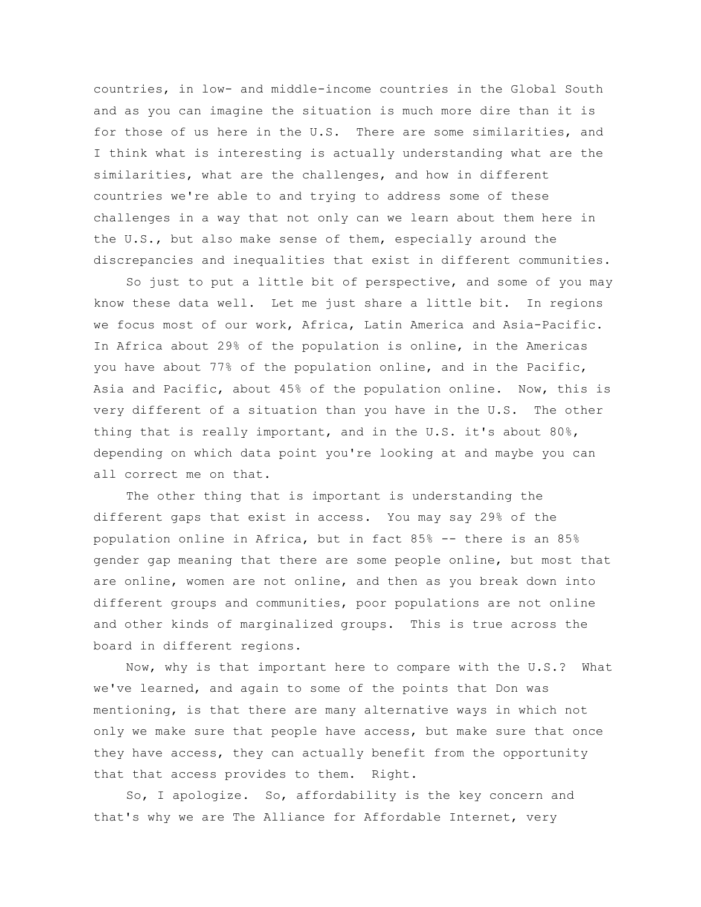countries, in low- and middle-income countries in the Global South and as you can imagine the situation is much more dire than it is for those of us here in the U.S. There are some similarities, and I think what is interesting is actually understanding what are the similarities, what are the challenges, and how in different countries we're able to and trying to address some of these challenges in a way that not only can we learn about them here in the U.S., but also make sense of them, especially around the discrepancies and inequalities that exist in different communities.

So just to put a little bit of perspective, and some of you may know these data well. Let me just share a little bit. In regions we focus most of our work, Africa, Latin America and Asia-Pacific. In Africa about 29% of the population is online, in the Americas you have about 77% of the population online, and in the Pacific, Asia and Pacific, about 45% of the population online. Now, this is very different of a situation than you have in the U.S. The other thing that is really important, and in the U.S. it's about 80%, depending on which data point you're looking at and maybe you can all correct me on that.

The other thing that is important is understanding the different gaps that exist in access. You may say 29% of the population online in Africa, but in fact 85% -- there is an 85% gender gap meaning that there are some people online, but most that are online, women are not online, and then as you break down into different groups and communities, poor populations are not online and other kinds of marginalized groups. This is true across the board in different regions.

Now, why is that important here to compare with the U.S.? What we've learned, and again to some of the points that Don was mentioning, is that there are many alternative ways in which not only we make sure that people have access, but make sure that once they have access, they can actually benefit from the opportunity that that access provides to them. Right.

So, I apologize. So, affordability is the key concern and that's why we are The Alliance for Affordable Internet, very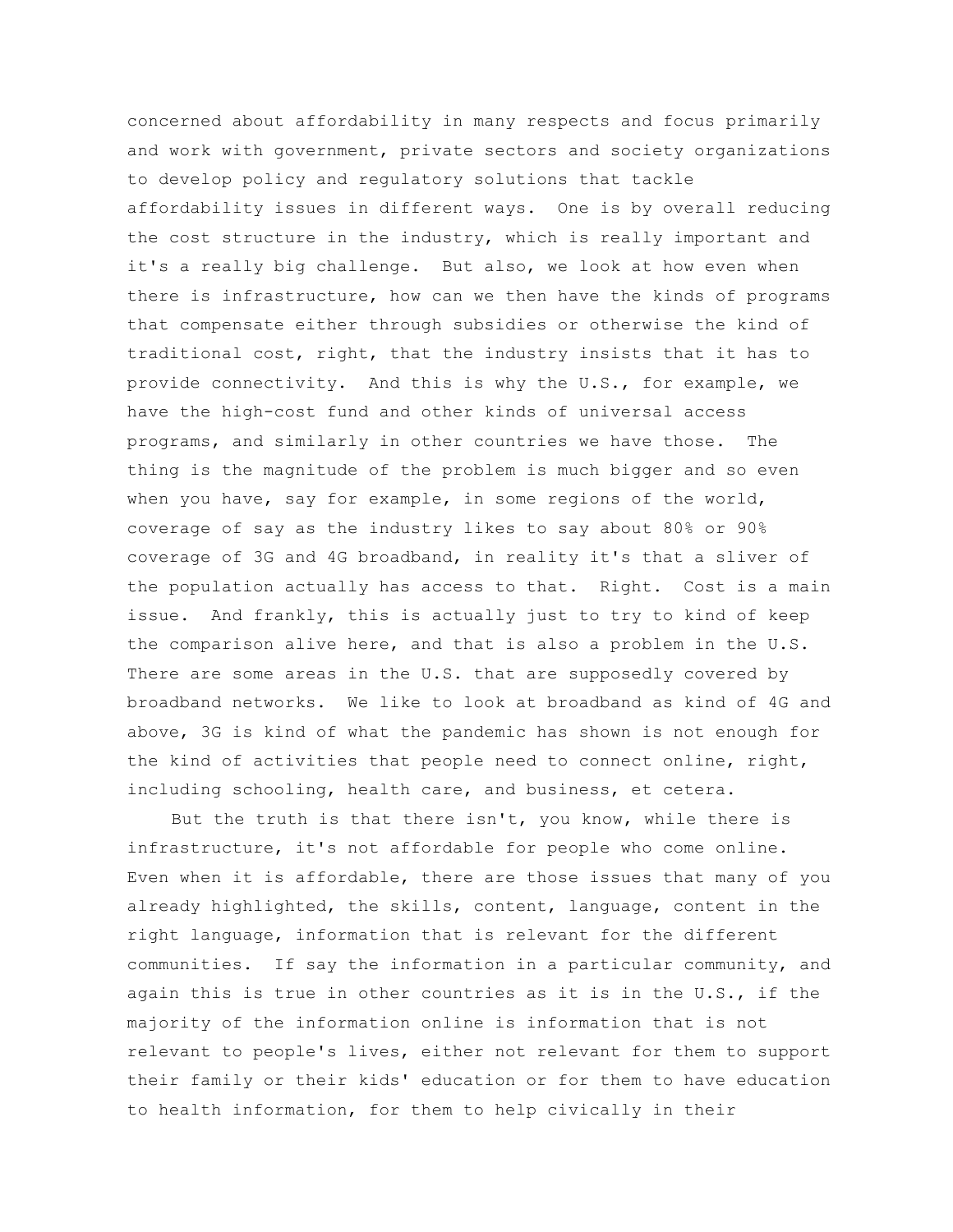concerned about affordability in many respects and focus primarily and work with government, private sectors and society organizations to develop policy and regulatory solutions that tackle affordability issues in different ways. One is by overall reducing the cost structure in the industry, which is really important and it's a really big challenge. But also, we look at how even when there is infrastructure, how can we then have the kinds of programs that compensate either through subsidies or otherwise the kind of traditional cost, right, that the industry insists that it has to provide connectivity. And this is why the U.S., for example, we have the high-cost fund and other kinds of universal access programs, and similarly in other countries we have those. The thing is the magnitude of the problem is much bigger and so even when you have, say for example, in some regions of the world, coverage of say as the industry likes to say about 80% or 90% coverage of 3G and 4G broadband, in reality it's that a sliver of the population actually has access to that. Right. Cost is a main issue. And frankly, this is actually just to try to kind of keep the comparison alive here, and that is also a problem in the U.S. There are some areas in the U.S. that are supposedly covered by broadband networks. We like to look at broadband as kind of 4G and above, 3G is kind of what the pandemic has shown is not enough for the kind of activities that people need to connect online, right, including schooling, health care, and business, et cetera.

But the truth is that there isn't, you know, while there is infrastructure, it's not affordable for people who come online. Even when it is affordable, there are those issues that many of you already highlighted, the skills, content, language, content in the right language, information that is relevant for the different communities. If say the information in a particular community, and again this is true in other countries as it is in the U.S., if the majority of the information online is information that is not relevant to people's lives, either not relevant for them to support their family or their kids' education or for them to have education to health information, for them to help civically in their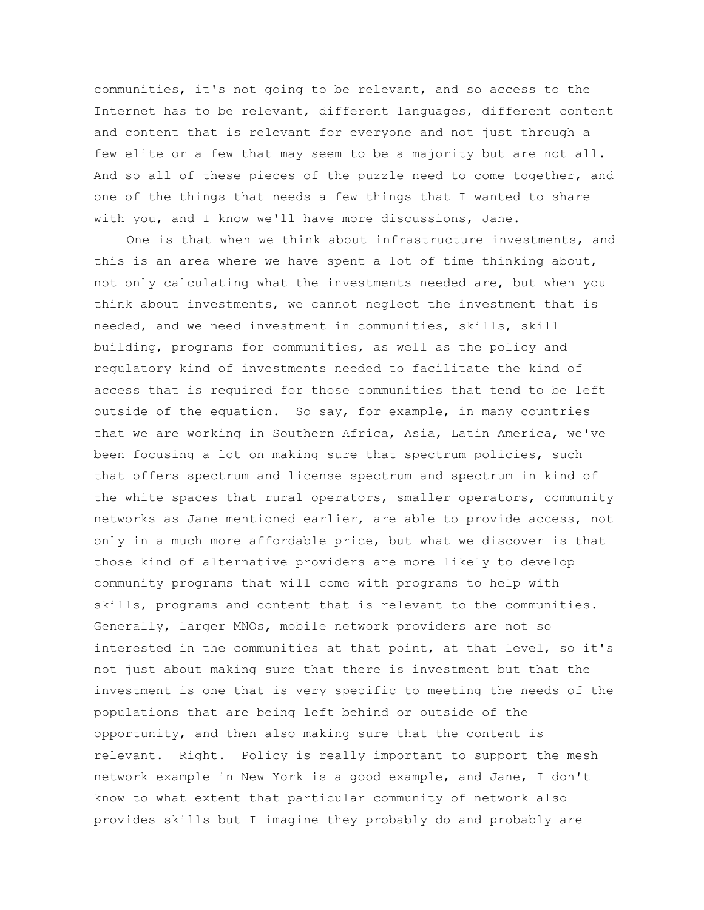communities, it's not going to be relevant, and so access to the Internet has to be relevant, different languages, different content and content that is relevant for everyone and not just through a few elite or a few that may seem to be a majority but are not all. And so all of these pieces of the puzzle need to come together, and one of the things that needs a few things that I wanted to share with you, and I know we'll have more discussions, Jane.

One is that when we think about infrastructure investments, and this is an area where we have spent a lot of time thinking about, not only calculating what the investments needed are, but when you think about investments, we cannot neglect the investment that is needed, and we need investment in communities, skills, skill building, programs for communities, as well as the policy and regulatory kind of investments needed to facilitate the kind of access that is required for those communities that tend to be left outside of the equation. So say, for example, in many countries that we are working in Southern Africa, Asia, Latin America, we've been focusing a lot on making sure that spectrum policies, such that offers spectrum and license spectrum and spectrum in kind of the white spaces that rural operators, smaller operators, community networks as Jane mentioned earlier, are able to provide access, not only in a much more affordable price, but what we discover is that those kind of alternative providers are more likely to develop community programs that will come with programs to help with skills, programs and content that is relevant to the communities. Generally, larger MNOs, mobile network providers are not so interested in the communities at that point, at that level, so it's not just about making sure that there is investment but that the investment is one that is very specific to meeting the needs of the populations that are being left behind or outside of the opportunity, and then also making sure that the content is relevant. Right. Policy is really important to support the mesh network example in New York is a good example, and Jane, I don't know to what extent that particular community of network also provides skills but I imagine they probably do and probably are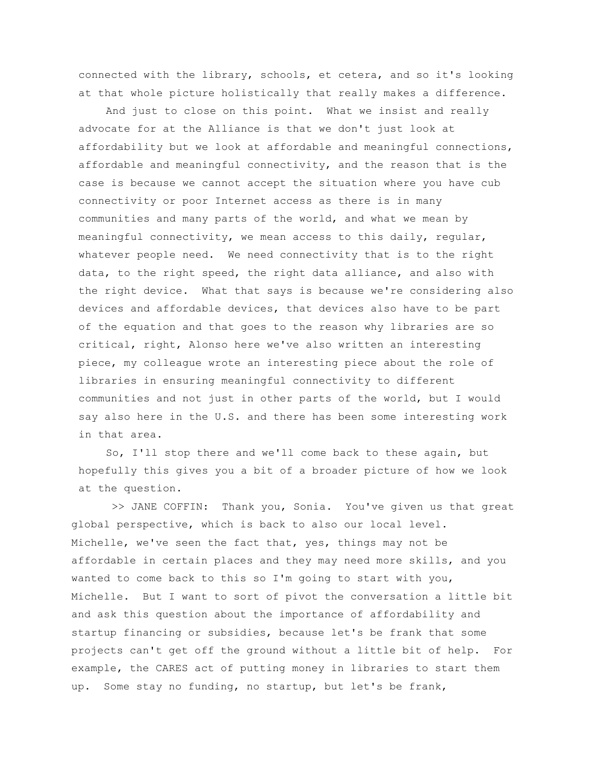connected with the library, schools, et cetera, and so it's looking at that whole picture holistically that really makes a difference.

And just to close on this point. What we insist and really advocate for at the Alliance is that we don't just look at affordability but we look at affordable and meaningful connections, affordable and meaningful connectivity, and the reason that is the case is because we cannot accept the situation where you have cub connectivity or poor Internet access as there is in many communities and many parts of the world, and what we mean by meaningful connectivity, we mean access to this daily, regular, whatever people need. We need connectivity that is to the right data, to the right speed, the right data alliance, and also with the right device. What that says is because we're considering also devices and affordable devices, that devices also have to be part of the equation and that goes to the reason why libraries are so critical, right, Alonso here we've also written an interesting piece, my colleague wrote an interesting piece about the role of libraries in ensuring meaningful connectivity to different communities and not just in other parts of the world, but I would say also here in the U.S. and there has been some interesting work in that area.

So, I'll stop there and we'll come back to these again, but hopefully this gives you a bit of a broader picture of how we look at the question.

>> JANE COFFIN: Thank you, Sonia. You've given us that great global perspective, which is back to also our local level. Michelle, we've seen the fact that, yes, things may not be affordable in certain places and they may need more skills, and you wanted to come back to this so I'm going to start with you, Michelle. But I want to sort of pivot the conversation a little bit and ask this question about the importance of affordability and startup financing or subsidies, because let's be frank that some projects can't get off the ground without a little bit of help. For example, the CARES act of putting money in libraries to start them up. Some stay no funding, no startup, but let's be frank,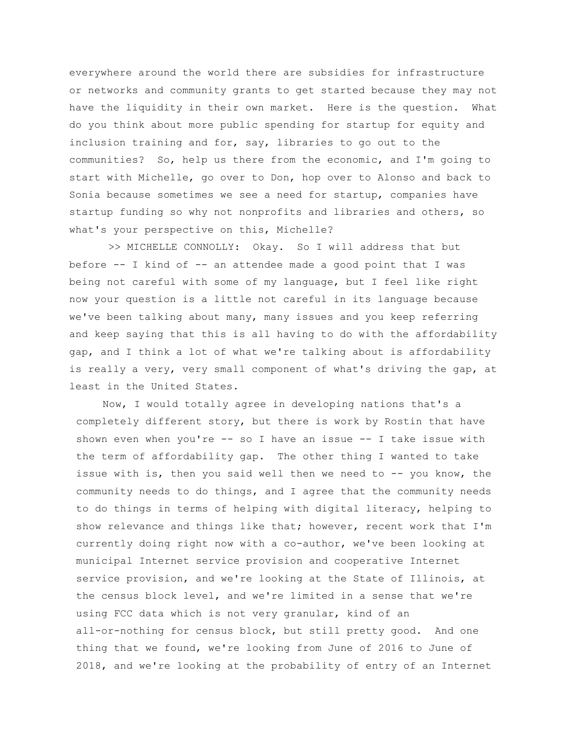everywhere around the world there are subsidies for infrastructure or networks and community grants to get started because they may not have the liquidity in their own market. Here is the question. What do you think about more public spending for startup for equity and inclusion training and for, say, libraries to go out to the communities? So, help us there from the economic, and I'm going to start with Michelle, go over to Don, hop over to Alonso and back to Sonia because sometimes we see a need for startup, companies have startup funding so why not nonprofits and libraries and others, so what's your perspective on this, Michelle?

>> MICHELLE CONNOLLY: Okay. So I will address that but before -- I kind of -- an attendee made a good point that I was being not careful with some of my language, but I feel like right now your question is a little not careful in its language because we've been talking about many, many issues and you keep referring and keep saying that this is all having to do with the affordability gap, and I think a lot of what we're talking about is affordability is really a very, very small component of what's driving the gap, at least in the United States.

Now, I would totally agree in developing nations that's a completely different story, but there is work by Rostin that have shown even when you're -- so I have an issue -- I take issue with the term of affordability gap. The other thing I wanted to take issue with is, then you said well then we need to -- you know, the community needs to do things, and I agree that the community needs to do things in terms of helping with digital literacy, helping to show relevance and things like that; however, recent work that I'm currently doing right now with a co-author, we've been looking at municipal Internet service provision and cooperative Internet service provision, and we're looking at the State of Illinois, at the census block level, and we're limited in a sense that we're using FCC data which is not very granular, kind of an all-or-nothing for census block, but still pretty good. And one thing that we found, we're looking from June of 2016 to June of 2018, and we're looking at the probability of entry of an Internet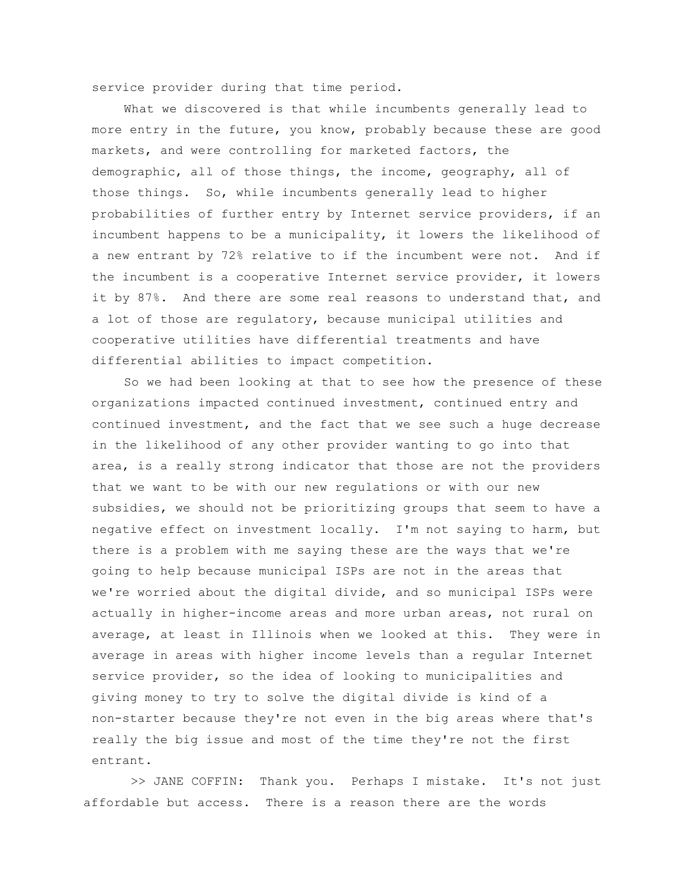service provider during that time period.

What we discovered is that while incumbents generally lead to more entry in the future, you know, probably because these are good markets, and were controlling for marketed factors, the demographic, all of those things, the income, geography, all of those things. So, while incumbents generally lead to higher probabilities of further entry by Internet service providers, if an incumbent happens to be a municipality, it lowers the likelihood of a new entrant by 72% relative to if the incumbent were not. And if the incumbent is a cooperative Internet service provider, it lowers it by 87%. And there are some real reasons to understand that, and a lot of those are regulatory, because municipal utilities and cooperative utilities have differential treatments and have differential abilities to impact competition.

So we had been looking at that to see how the presence of these organizations impacted continued investment, continued entry and continued investment, and the fact that we see such a huge decrease in the likelihood of any other provider wanting to go into that area, is a really strong indicator that those are not the providers that we want to be with our new regulations or with our new subsidies, we should not be prioritizing groups that seem to have a negative effect on investment locally. I'm not saying to harm, but there is a problem with me saying these are the ways that we're going to help because municipal ISPs are not in the areas that we're worried about the digital divide, and so municipal ISPs were actually in higher-income areas and more urban areas, not rural on average, at least in Illinois when we looked at this. They were in average in areas with higher income levels than a regular Internet service provider, so the idea of looking to municipalities and giving money to try to solve the digital divide is kind of a non-starter because they're not even in the big areas where that's really the big issue and most of the time they're not the first entrant.

>> JANE COFFIN: Thank you. Perhaps I mistake. It's not just affordable but access. There is a reason there are the words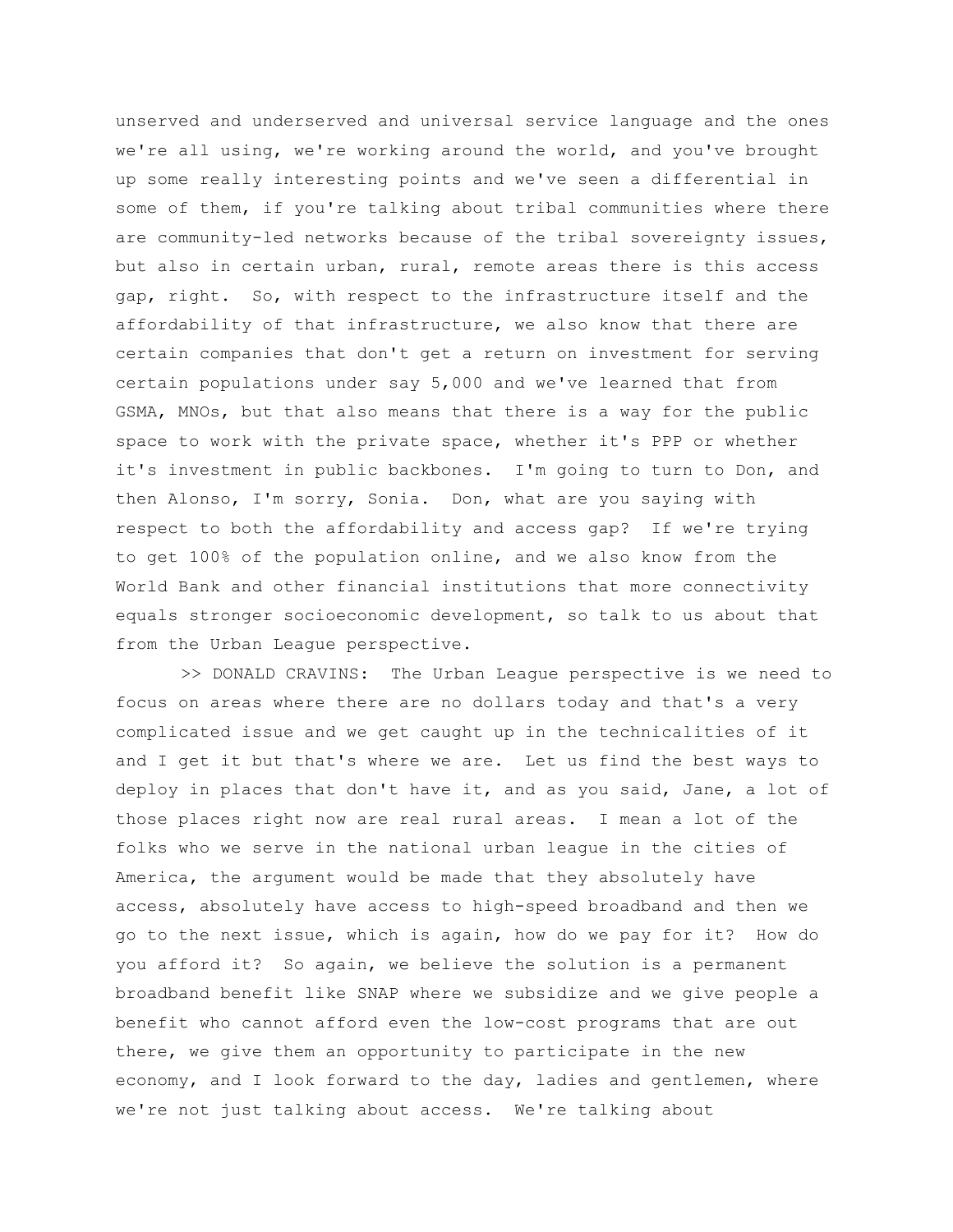unserved and underserved and universal service language and the ones we're all using, we're working around the world, and you've brought up some really interesting points and we've seen a differential in some of them, if you're talking about tribal communities where there are community-led networks because of the tribal sovereignty issues, but also in certain urban, rural, remote areas there is this access gap, right. So, with respect to the infrastructure itself and the affordability of that infrastructure, we also know that there are certain companies that don't get a return on investment for serving certain populations under say 5,000 and we've learned that from GSMA, MNOs, but that also means that there is a way for the public space to work with the private space, whether it's PPP or whether it's investment in public backbones. I'm going to turn to Don, and then Alonso, I'm sorry, Sonia. Don, what are you saying with respect to both the affordability and access gap? If we're trying to get 100% of the population online, and we also know from the World Bank and other financial institutions that more connectivity equals stronger socioeconomic development, so talk to us about that from the Urban League perspective.

>> DONALD CRAVINS: The Urban League perspective is we need to focus on areas where there are no dollars today and that's a very complicated issue and we get caught up in the technicalities of it and I get it but that's where we are. Let us find the best ways to deploy in places that don't have it, and as you said, Jane, a lot of those places right now are real rural areas. I mean a lot of the folks who we serve in the national urban league in the cities of America, the argument would be made that they absolutely have access, absolutely have access to high-speed broadband and then we go to the next issue, which is again, how do we pay for it? How do you afford it? So again, we believe the solution is a permanent broadband benefit like SNAP where we subsidize and we give people a benefit who cannot afford even the low-cost programs that are out there, we give them an opportunity to participate in the new economy, and I look forward to the day, ladies and gentlemen, where we're not just talking about access. We're talking about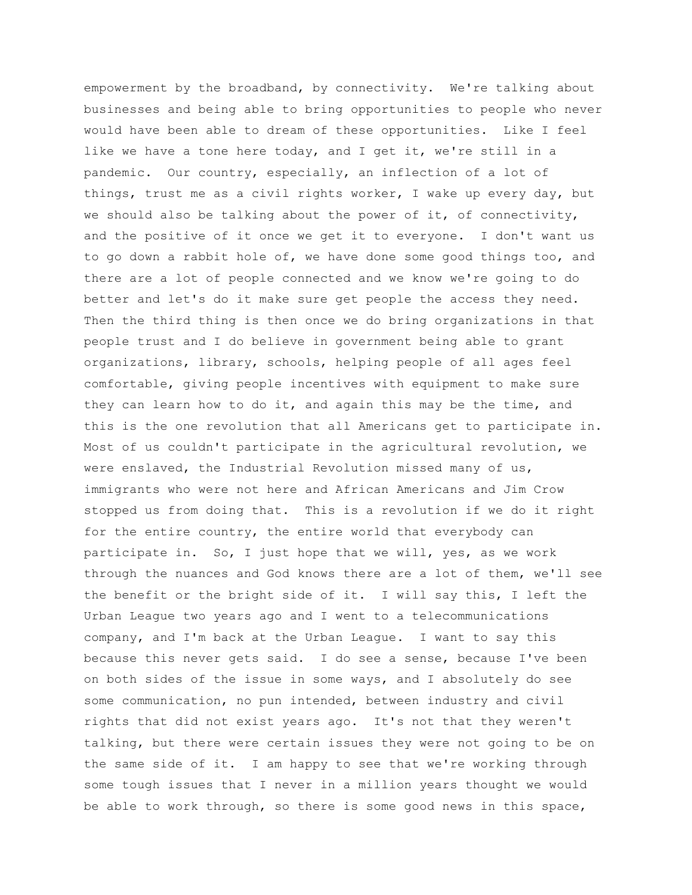empowerment by the broadband, by connectivity. We're talking about businesses and being able to bring opportunities to people who never would have been able to dream of these opportunities. Like I feel like we have a tone here today, and I get it, we're still in a pandemic. Our country, especially, an inflection of a lot of things, trust me as a civil rights worker, I wake up every day, but we should also be talking about the power of it, of connectivity, and the positive of it once we get it to everyone. I don't want us to go down a rabbit hole of, we have done some good things too, and there are a lot of people connected and we know we're going to do better and let's do it make sure get people the access they need. Then the third thing is then once we do bring organizations in that people trust and I do believe in government being able to grant organizations, library, schools, helping people of all ages feel comfortable, giving people incentives with equipment to make sure they can learn how to do it, and again this may be the time, and this is the one revolution that all Americans get to participate in. Most of us couldn't participate in the agricultural revolution, we were enslaved, the Industrial Revolution missed many of us, immigrants who were not here and African Americans and Jim Crow stopped us from doing that. This is a revolution if we do it right for the entire country, the entire world that everybody can participate in. So, I just hope that we will, yes, as we work through the nuances and God knows there are a lot of them, we'll see the benefit or the bright side of it. I will say this, I left the Urban League two years ago and I went to a telecommunications company, and I'm back at the Urban League. I want to say this because this never gets said. I do see a sense, because I've been on both sides of the issue in some ways, and I absolutely do see some communication, no pun intended, between industry and civil rights that did not exist years ago. It's not that they weren't talking, but there were certain issues they were not going to be on the same side of it. I am happy to see that we're working through some tough issues that I never in a million years thought we would be able to work through, so there is some good news in this space,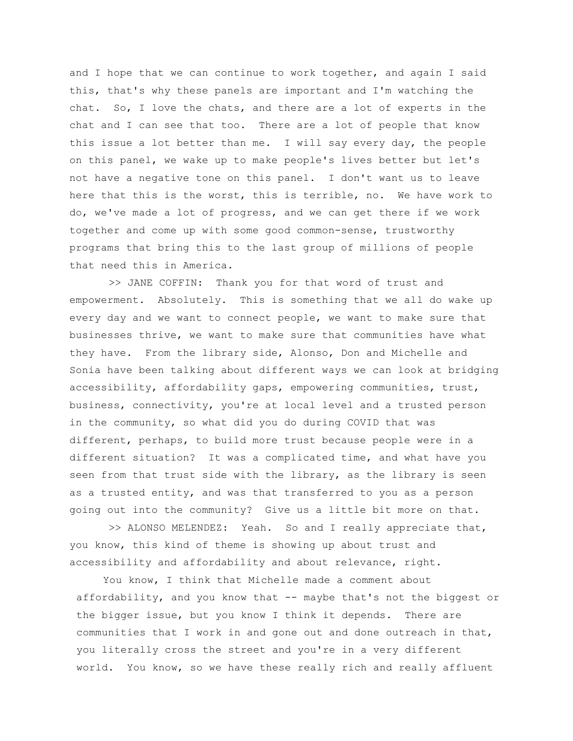and I hope that we can continue to work together, and again I said this, that's why these panels are important and I'm watching the chat. So, I love the chats, and there are a lot of experts in the chat and I can see that too. There are a lot of people that know this issue a lot better than me. I will say every day, the people on this panel, we wake up to make people's lives better but let's not have a negative tone on this panel. I don't want us to leave here that this is the worst, this is terrible, no. We have work to do, we've made a lot of progress, and we can get there if we work together and come up with some good common-sense, trustworthy programs that bring this to the last group of millions of people that need this in America.

>> JANE COFFIN: Thank you for that word of trust and empowerment. Absolutely. This is something that we all do wake up every day and we want to connect people, we want to make sure that businesses thrive, we want to make sure that communities have what they have. From the library side, Alonso, Don and Michelle and Sonia have been talking about different ways we can look at bridging accessibility, affordability gaps, empowering communities, trust, business, connectivity, you're at local level and a trusted person in the community, so what did you do during COVID that was different, perhaps, to build more trust because people were in a different situation? It was a complicated time, and what have you seen from that trust side with the library, as the library is seen as a trusted entity, and was that transferred to you as a person going out into the community? Give us a little bit more on that.

>> ALONSO MELENDEZ: Yeah. So and I really appreciate that, you know, this kind of theme is showing up about trust and accessibility and affordability and about relevance, right.

You know, I think that Michelle made a comment about affordability, and you know that -- maybe that's not the biggest or the bigger issue, but you know I think it depends. There are communities that I work in and gone out and done outreach in that, you literally cross the street and you're in a very different world. You know, so we have these really rich and really affluent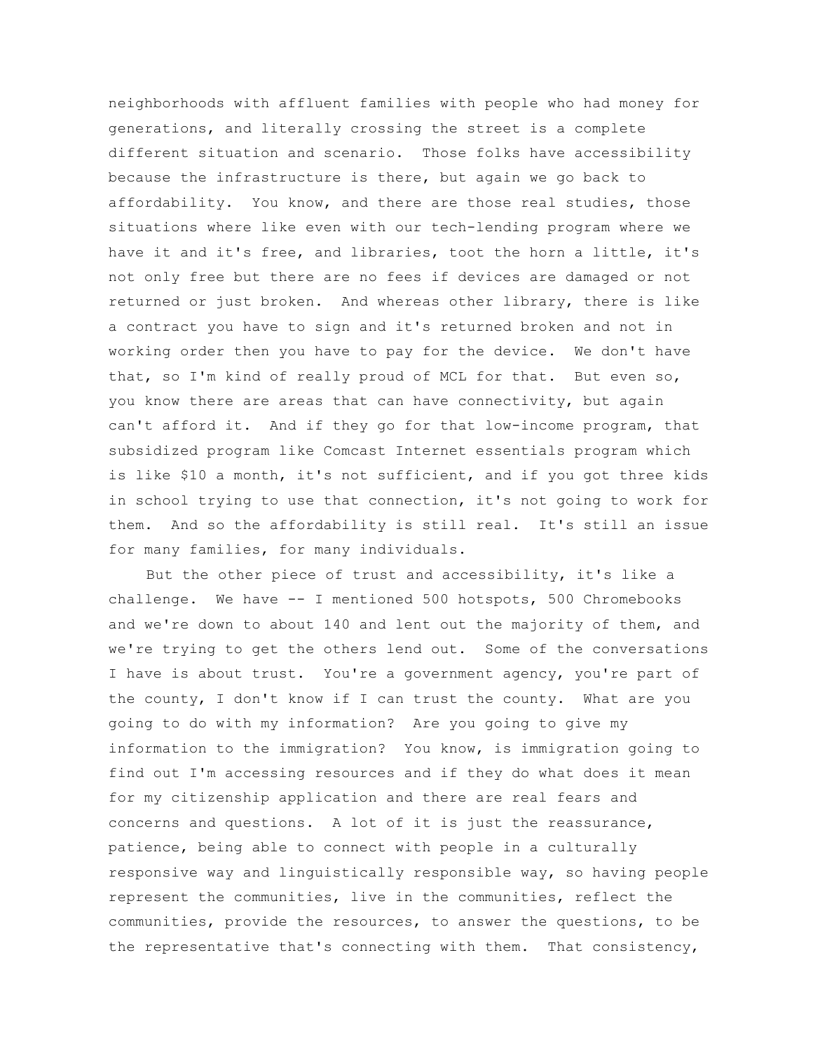neighborhoods with affluent families with people who had money for generations, and literally crossing the street is a complete different situation and scenario. Those folks have accessibility because the infrastructure is there, but again we go back to affordability. You know, and there are those real studies, those situations where like even with our tech-lending program where we have it and it's free, and libraries, toot the horn a little, it's not only free but there are no fees if devices are damaged or not returned or just broken. And whereas other library, there is like a contract you have to sign and it's returned broken and not in working order then you have to pay for the device. We don't have that, so I'm kind of really proud of MCL for that. But even so, you know there are areas that can have connectivity, but again can't afford it. And if they go for that low-income program, that subsidized program like Comcast Internet essentials program which is like $10 a month, it's not sufficient, and if you got three kids in school trying to use that connection, it's not going to work for them. And so the affordability is still real. It's still an issue for many families, for many individuals.

But the other piece of trust and accessibility, it's like a challenge. We have -- I mentioned 500 hotspots, 500 Chromebooks and we're down to about 140 and lent out the majority of them, and we're trying to get the others lend out. Some of the conversations I have is about trust. You're a government agency, you're part of the county, I don't know if I can trust the county. What are you going to do with my information? Are you going to give my information to the immigration? You know, is immigration going to find out I'm accessing resources and if they do what does it mean for my citizenship application and there are real fears and concerns and questions. A lot of it is just the reassurance, patience, being able to connect with people in a culturally responsive way and linguistically responsible way, so having people represent the communities, live in the communities, reflect the communities, provide the resources, to answer the questions, to be the representative that's connecting with them. That consistency,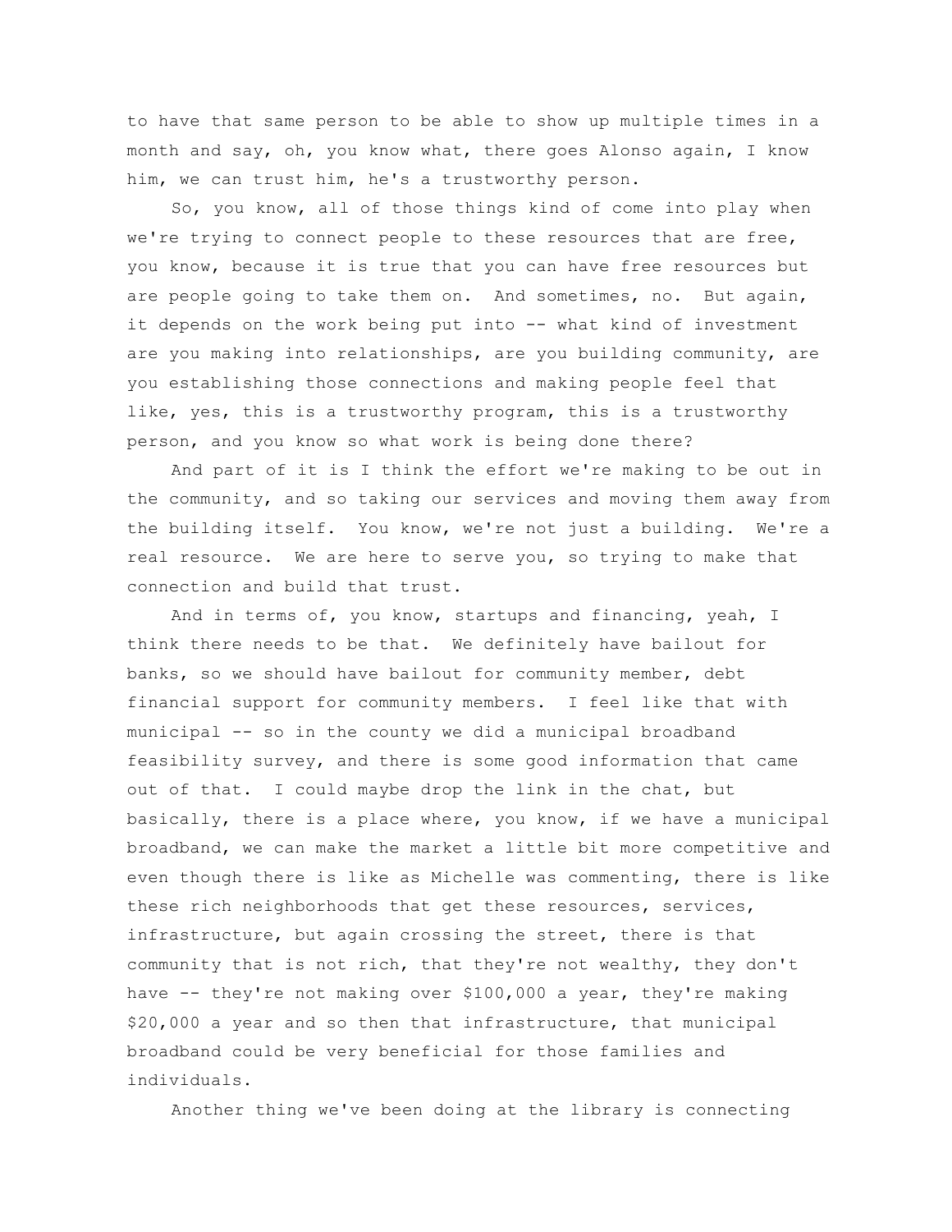to have that same person to be able to show up multiple times in a month and say, oh, you know what, there goes Alonso again, I know him, we can trust him, he's a trustworthy person.

So, you know, all of those things kind of come into play when we're trying to connect people to these resources that are free, you know, because it is true that you can have free resources but are people going to take them on. And sometimes, no. But again, it depends on the work being put into -- what kind of investment are you making into relationships, are you building community, are you establishing those connections and making people feel that like, yes, this is a trustworthy program, this is a trustworthy person, and you know so what work is being done there?

And part of it is I think the effort we're making to be out in the community, and so taking our services and moving them away from the building itself. You know, we're not just a building. We're a real resource. We are here to serve you, so trying to make that connection and build that trust.

And in terms of, you know, startups and financing, yeah, I think there needs to be that. We definitely have bailout for banks, so we should have bailout for community member, debt financial support for community members. I feel like that with municipal -- so in the county we did a municipal broadband feasibility survey, and there is some good information that came out of that. I could maybe drop the link in the chat, but basically, there is a place where, you know, if we have a municipal broadband, we can make the market a little bit more competitive and even though there is like as Michelle was commenting, there is like these rich neighborhoods that get these resources, services, infrastructure, but again crossing the street, there is that community that is not rich, that they're not wealthy, they don't have -- they're not making over $100,000 a year, they're making $20,000 a year and so then that infrastructure, that municipal broadband could be very beneficial for those families and individuals.

Another thing we've been doing at the library is connecting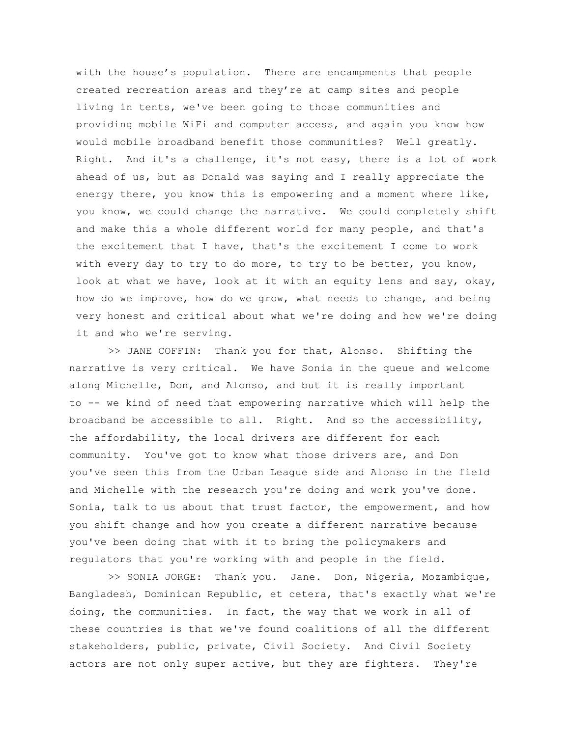with the house's population. There are encampments that people created recreation areas and they're at camp sites and people living in tents, we've been going to those communities and providing mobile WiFi and computer access, and again you know how would mobile broadband benefit those communities? Well greatly. Right. And it's a challenge, it's not easy, there is a lot of work ahead of us, but as Donald was saying and I really appreciate the energy there, you know this is empowering and a moment where like, you know, we could change the narrative. We could completely shift and make this a whole different world for many people, and that's the excitement that I have, that's the excitement I come to work with every day to try to do more, to try to be better, you know, look at what we have, look at it with an equity lens and say, okay, how do we improve, how do we grow, what needs to change, and being very honest and critical about what we're doing and how we're doing it and who we're serving.

>> JANE COFFIN: Thank you for that, Alonso. Shifting the narrative is very critical. We have Sonia in the queue and welcome along Michelle, Don, and Alonso, and but it is really important to -- we kind of need that empowering narrative which will help the broadband be accessible to all. Right. And so the accessibility, the affordability, the local drivers are different for each community. You've got to know what those drivers are, and Don you've seen this from the Urban League side and Alonso in the field and Michelle with the research you're doing and work you've done. Sonia, talk to us about that trust factor, the empowerment, and how you shift change and how you create a different narrative because you've been doing that with it to bring the policymakers and regulators that you're working with and people in the field.

>> SONIA JORGE: Thank you. Jane. Don, Nigeria, Mozambique, Bangladesh, Dominican Republic, et cetera, that's exactly what we're doing, the communities. In fact, the way that we work in all of these countries is that we've found coalitions of all the different stakeholders, public, private, Civil Society. And Civil Society actors are not only super active, but they are fighters. They're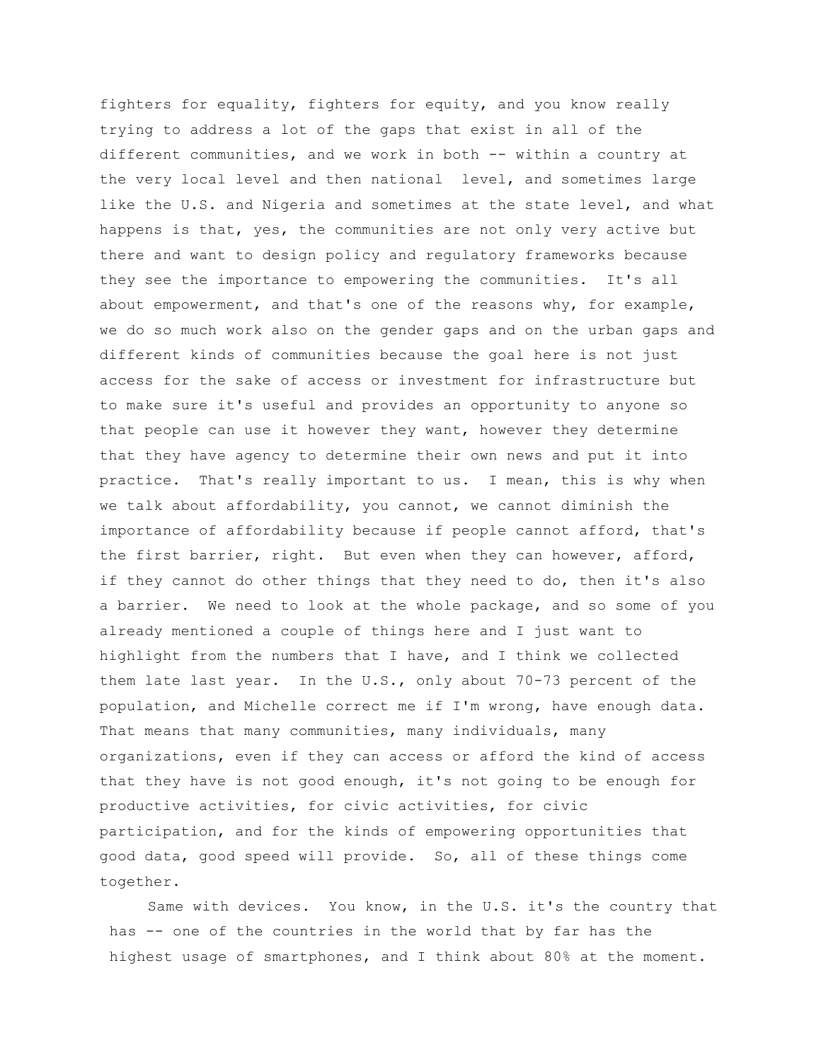fighters for equality, fighters for equity, and you know really trying to address a lot of the gaps that exist in all of the different communities, and we work in both -- within a country at the very local level and then national level, and sometimes large like the U.S. and Nigeria and sometimes at the state level, and what happens is that, yes, the communities are not only very active but there and want to design policy and regulatory frameworks because they see the importance to empowering the communities. It's all about empowerment, and that's one of the reasons why, for example, we do so much work also on the gender gaps and on the urban gaps and different kinds of communities because the goal here is not just access for the sake of access or investment for infrastructure but to make sure it's useful and provides an opportunity to anyone so that people can use it however they want, however they determine that they have agency to determine their own news and put it into practice. That's really important to us. I mean, this is why when we talk about affordability, you cannot, we cannot diminish the importance of affordability because if people cannot afford, that's the first barrier, right. But even when they can however, afford, if they cannot do other things that they need to do, then it's also a barrier. We need to look at the whole package, and so some of you already mentioned a couple of things here and I just want to highlight from the numbers that I have, and I think we collected them late last year. In the U.S., only about 70-73 percent of the population, and Michelle correct me if I'm wrong, have enough data. That means that many communities, many individuals, many organizations, even if they can access or afford the kind of access that they have is not good enough, it's not going to be enough for productive activities, for civic activities, for civic participation, and for the kinds of empowering opportunities that good data, good speed will provide. So, all of these things come together.

Same with devices. You know, in the U.S. it's the country that has -- one of the countries in the world that by far has the highest usage of smartphones, and I think about 80% at the moment.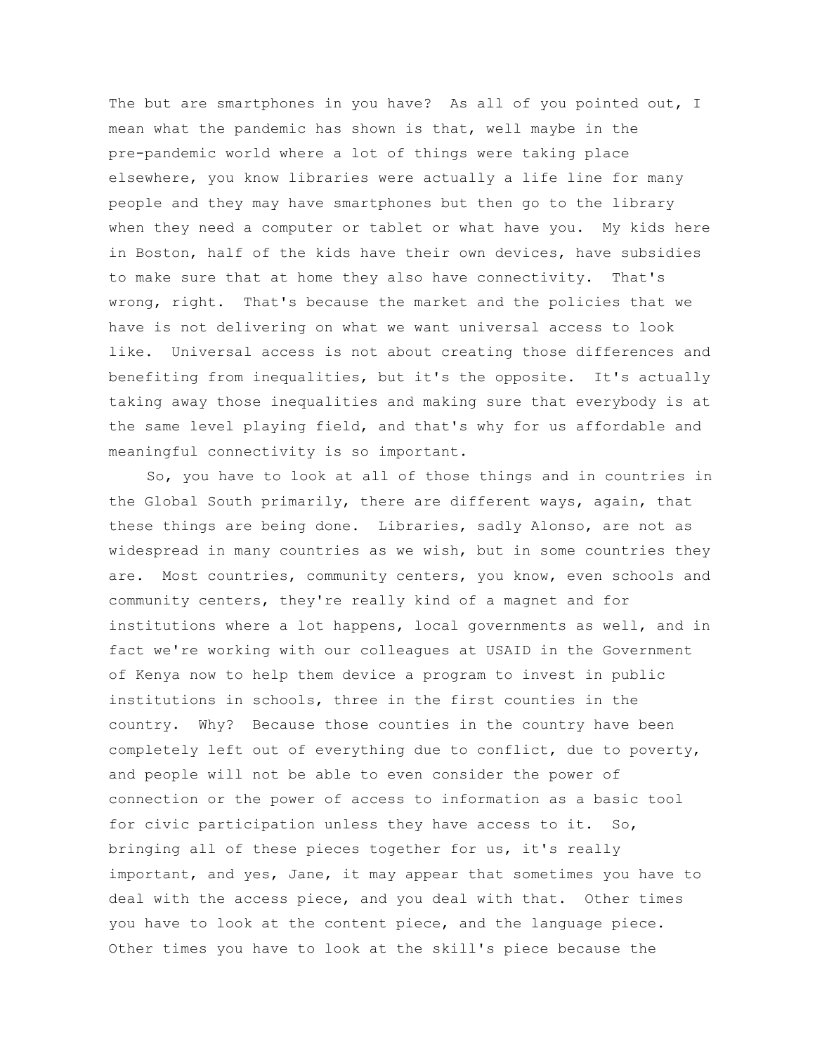The but are smartphones in you have? As all of you pointed out, I mean what the pandemic has shown is that, well maybe in the pre-pandemic world where a lot of things were taking place elsewhere, you know libraries were actually a life line for many people and they may have smartphones but then go to the library when they need a computer or tablet or what have you. My kids here in Boston, half of the kids have their own devices, have subsidies to make sure that at home they also have connectivity. That's wrong, right. That's because the market and the policies that we have is not delivering on what we want universal access to look like. Universal access is not about creating those differences and benefiting from inequalities, but it's the opposite. It's actually taking away those inequalities and making sure that everybody is at the same level playing field, and that's why for us affordable and meaningful connectivity is so important.

So, you have to look at all of those things and in countries in the Global South primarily, there are different ways, again, that these things are being done. Libraries, sadly Alonso, are not as widespread in many countries as we wish, but in some countries they are. Most countries, community centers, you know, even schools and community centers, they're really kind of a magnet and for institutions where a lot happens, local governments as well, and in fact we're working with our colleagues at USAID in the Government of Kenya now to help them device a program to invest in public institutions in schools, three in the first counties in the country. Why? Because those counties in the country have been completely left out of everything due to conflict, due to poverty, and people will not be able to even consider the power of connection or the power of access to information as a basic tool for civic participation unless they have access to it. So, bringing all of these pieces together for us, it's really important, and yes, Jane, it may appear that sometimes you have to deal with the access piece, and you deal with that. Other times you have to look at the content piece, and the language piece. Other times you have to look at the skill's piece because the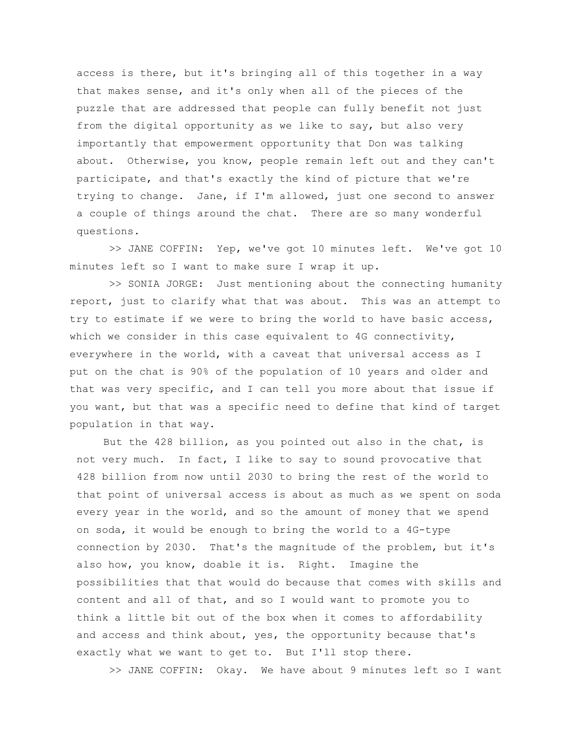access is there, but it's bringing all of this together in a way that makes sense, and it's only when all of the pieces of the puzzle that are addressed that people can fully benefit not just from the digital opportunity as we like to say, but also very importantly that empowerment opportunity that Don was talking about. Otherwise, you know, people remain left out and they can't participate, and that's exactly the kind of picture that we're trying to change. Jane, if I'm allowed, just one second to answer a couple of things around the chat. There are so many wonderful questions.

>> JANE COFFIN: Yep, we've got 10 minutes left. We've got 10 minutes left so I want to make sure I wrap it up.

>> SONIA JORGE: Just mentioning about the connecting humanity report, just to clarify what that was about. This was an attempt to try to estimate if we were to bring the world to have basic access, which we consider in this case equivalent to 4G connectivity, everywhere in the world, with a caveat that universal access as I put on the chat is 90% of the population of 10 years and older and that was very specific, and I can tell you more about that issue if you want, but that was a specific need to define that kind of target population in that way.

But the 428 billion, as you pointed out also in the chat, is not very much. In fact, I like to say to sound provocative that 428 billion from now until 2030 to bring the rest of the world to that point of universal access is about as much as we spent on soda every year in the world, and so the amount of money that we spend on soda, it would be enough to bring the world to a 4G-type connection by 2030. That's the magnitude of the problem, but it's also how, you know, doable it is. Right. Imagine the possibilities that that would do because that comes with skills and content and all of that, and so I would want to promote you to think a little bit out of the box when it comes to affordability and access and think about, yes, the opportunity because that's exactly what we want to get to. But I'll stop there.

>> JANE COFFIN: Okay. We have about 9 minutes left so I want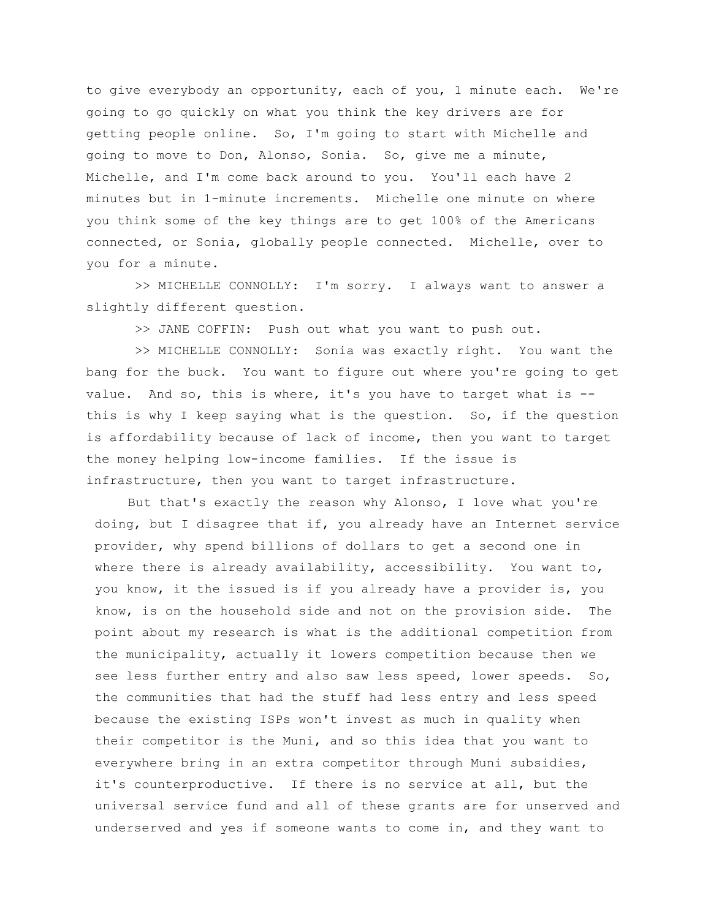to give everybody an opportunity, each of you, 1 minute each. We're going to go quickly on what you think the key drivers are for getting people online. So, I'm going to start with Michelle and going to move to Don, Alonso, Sonia. So, give me a minute, Michelle, and I'm come back around to you. You'll each have 2 minutes but in 1-minute increments. Michelle one minute on where you think some of the key things are to get 100% of the Americans connected, or Sonia, globally people connected. Michelle, over to you for a minute.

>> MICHELLE CONNOLLY: I'm sorry. I always want to answer a slightly different question.

>> JANE COFFIN: Push out what you want to push out.

>> MICHELLE CONNOLLY: Sonia was exactly right. You want the bang for the buck. You want to figure out where you're going to get value. And so, this is where, it's you have to target what is -- this is why I keep saying what is the question. So, if the question is affordability because of lack of income, then you want to target the money helping low-income families. If the issue is infrastructure, then you want to target infrastructure.

But that's exactly the reason why Alonso, I love what you're doing, but I disagree that if, you already have an Internet service provider, why spend billions of dollars to get a second one in where there is already availability, accessibility. You want to, you know, it the issued is if you already have a provider is, you know, is on the household side and not on the provision side. The point about my research is what is the additional competition from the municipality, actually it lowers competition because then we see less further entry and also saw less speed, lower speeds. So, the communities that had the stuff had less entry and less speed because the existing ISPs won't invest as much in quality when their competitor is the Muni, and so this idea that you want to everywhere bring in an extra competitor through Muni subsidies, it's counterproductive. If there is no service at all, but the universal service fund and all of these grants are for unserved and underserved and yes if someone wants to come in, and they want to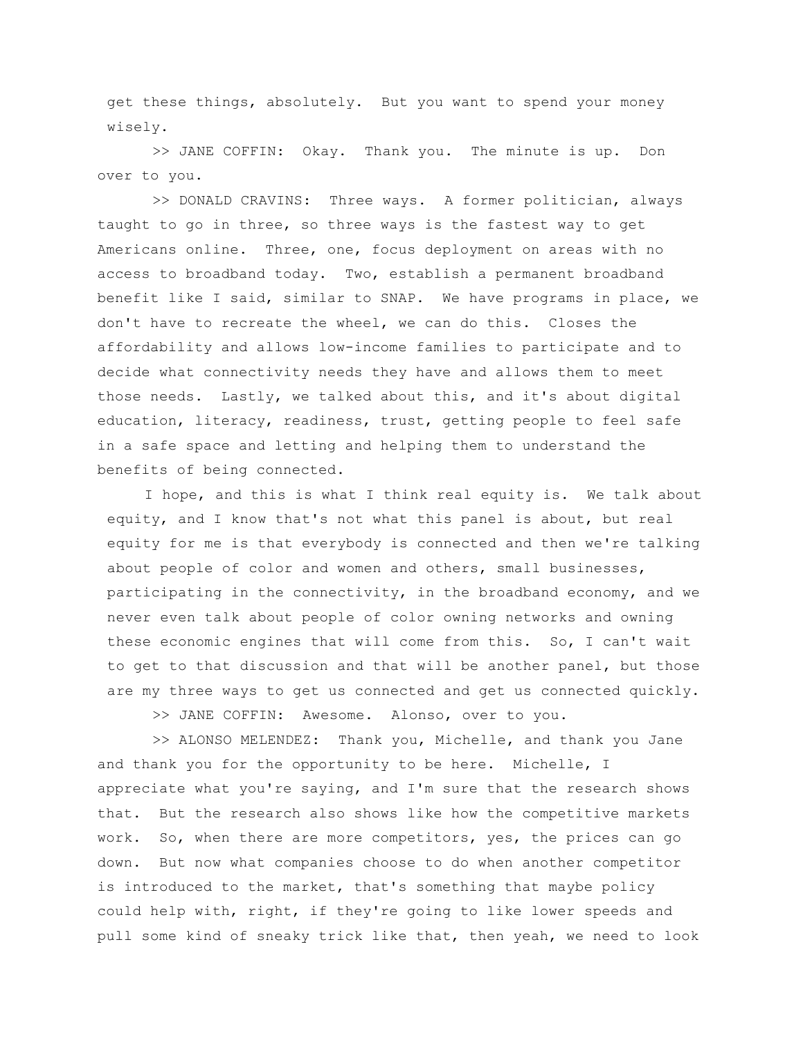get these things, absolutely. But you want to spend your money wisely.

>> JANE COFFIN: Okay. Thank you. The minute is up. Don over to you.

>> DONALD CRAVINS: Three ways. A former politician, always taught to go in three, so three ways is the fastest way to get Americans online. Three, one, focus deployment on areas with no access to broadband today. Two, establish a permanent broadband benefit like I said, similar to SNAP. We have programs in place, we don't have to recreate the wheel, we can do this. Closes the affordability and allows low-income families to participate and to decide what connectivity needs they have and allows them to meet those needs. Lastly, we talked about this, and it's about digital education, literacy, readiness, trust, getting people to feel safe in a safe space and letting and helping them to understand the benefits of being connected.

I hope, and this is what I think real equity is. We talk about equity, and I know that's not what this panel is about, but real equity for me is that everybody is connected and then we're talking about people of color and women and others, small businesses, participating in the connectivity, in the broadband economy, and we never even talk about people of color owning networks and owning these economic engines that will come from this. So, I can't wait to get to that discussion and that will be another panel, but those are my three ways to get us connected and get us connected quickly.

>> JANE COFFIN: Awesome. Alonso, over to you.

>> ALONSO MELENDEZ: Thank you, Michelle, and thank you Jane and thank you for the opportunity to be here. Michelle, I appreciate what you're saying, and I'm sure that the research shows that. But the research also shows like how the competitive markets work. So, when there are more competitors, yes, the prices can go down. But now what companies choose to do when another competitor is introduced to the market, that's something that maybe policy could help with, right, if they're going to like lower speeds and pull some kind of sneaky trick like that, then yeah, we need to look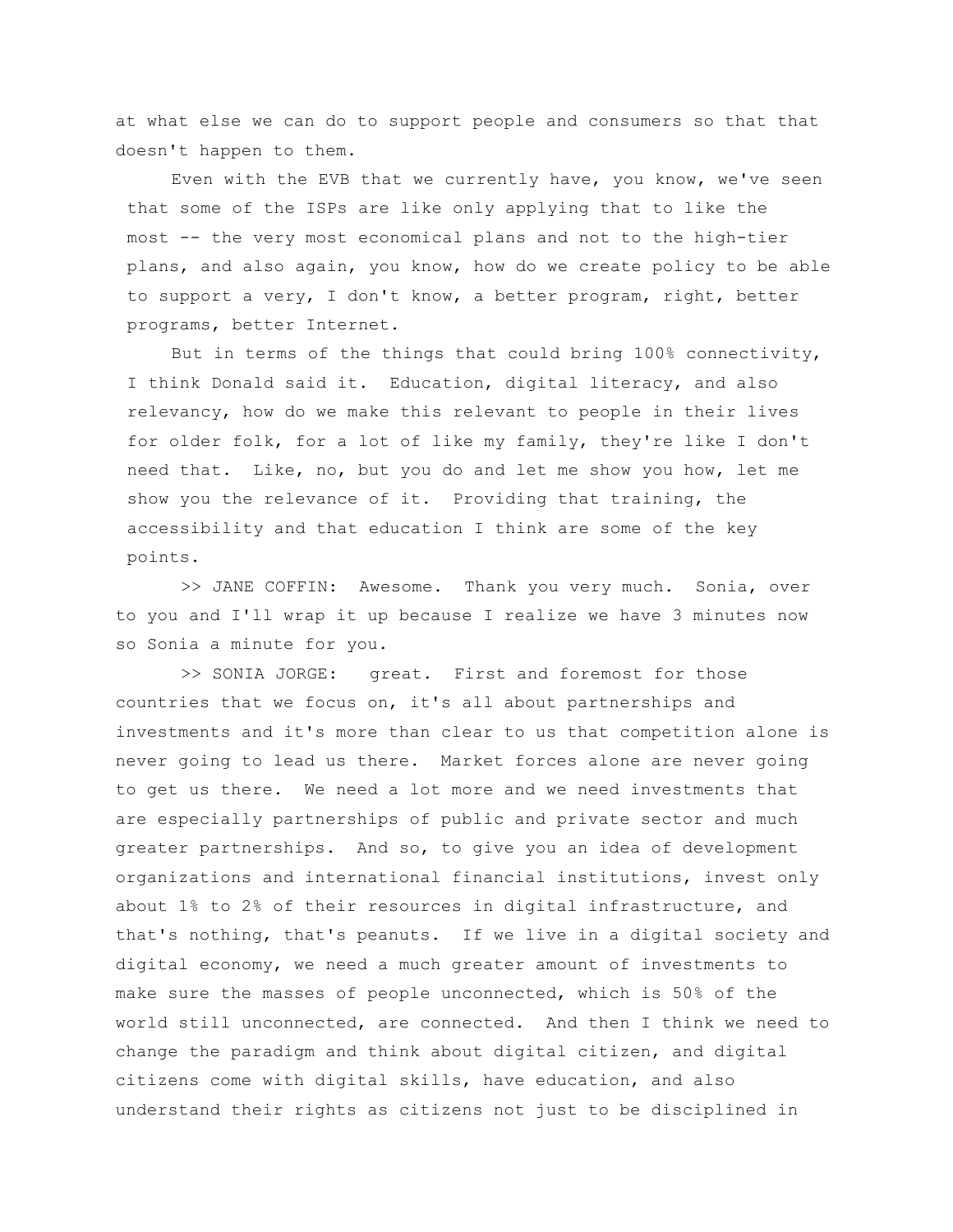at what else we can do to support people and consumers so that that doesn't happen to them.

Even with the EVB that we currently have, you know, we've seen that some of the ISPs are like only applying that to like the most -- the very most economical plans and not to the high-tier plans, and also again, you know, how do we create policy to be able to support a very, I don't know, a better program, right, better programs, better Internet.

But in terms of the things that could bring 100% connectivity, I think Donald said it. Education, digital literacy, and also relevancy, how do we make this relevant to people in their lives for older folk, for a lot of like my family, they're like I don't need that. Like, no, but you do and let me show you how, let me show you the relevance of it. Providing that training, the accessibility and that education I think are some of the key points.

>> JANE COFFIN: Awesome. Thank you very much. Sonia, over to you and I'll wrap it up because I realize we have 3 minutes now so Sonia a minute for you.

>> SONIA JORGE: great. First and foremost for those countries that we focus on, it's all about partnerships and investments and it's more than clear to us that competition alone is never going to lead us there. Market forces alone are never going to get us there. We need a lot more and we need investments that are especially partnerships of public and private sector and much greater partnerships. And so, to give you an idea of development organizations and international financial institutions, invest only about 1% to 2% of their resources in digital infrastructure, and that's nothing, that's peanuts. If we live in a digital society and digital economy, we need a much greater amount of investments to make sure the masses of people unconnected, which is 50% of the world still unconnected, are connected. And then I think we need to change the paradigm and think about digital citizen, and digital citizens come with digital skills, have education, and also understand their rights as citizens not just to be disciplined in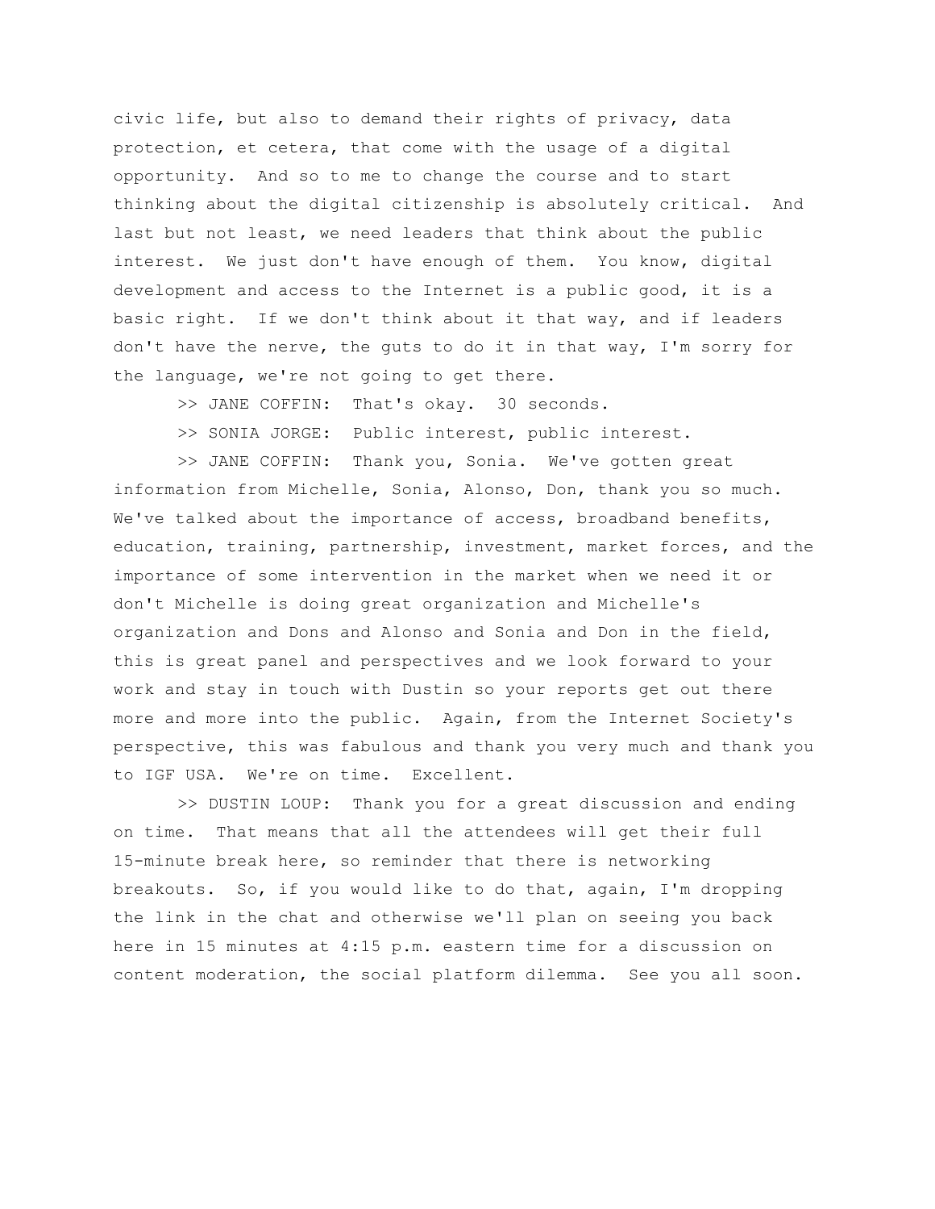civic life, but also to demand their rights of privacy, data protection, et cetera, that come with the usage of a digital opportunity. And so to me to change the course and to start thinking about the digital citizenship is absolutely critical. And last but not least, we need leaders that think about the public interest. We just don't have enough of them. You know, digital development and access to the Internet is a public good, it is a basic right. If we don't think about it that way, and if leaders don't have the nerve, the guts to do it in that way, I'm sorry for the language, we're not going to get there.

>> JANE COFFIN: That's okay. 30 seconds.

>> SONIA JORGE: Public interest, public interest.

>> JANE COFFIN: Thank you, Sonia. We've gotten great information from Michelle, Sonia, Alonso, Don, thank you so much. We've talked about the importance of access, broadband benefits, education, training, partnership, investment, market forces, and the importance of some intervention in the market when we need it or don't Michelle is doing great organization and Michelle's organization and Dons and Alonso and Sonia and Don in the field, this is great panel and perspectives and we look forward to your work and stay in touch with Dustin so your reports get out there more and more into the public. Again, from the Internet Society's perspective, this was fabulous and thank you very much and thank you to IGF USA. We're on time. Excellent.

>> DUSTIN LOUP: Thank you for a great discussion and ending on time. That means that all the attendees will get their full 15-minute break here, so reminder that there is networking breakouts. So, if you would like to do that, again, I'm dropping the link in the chat and otherwise we'll plan on seeing you back here in 15 minutes at 4:15 p.m. eastern time for a discussion on content moderation, the social platform dilemma. See you all soon.